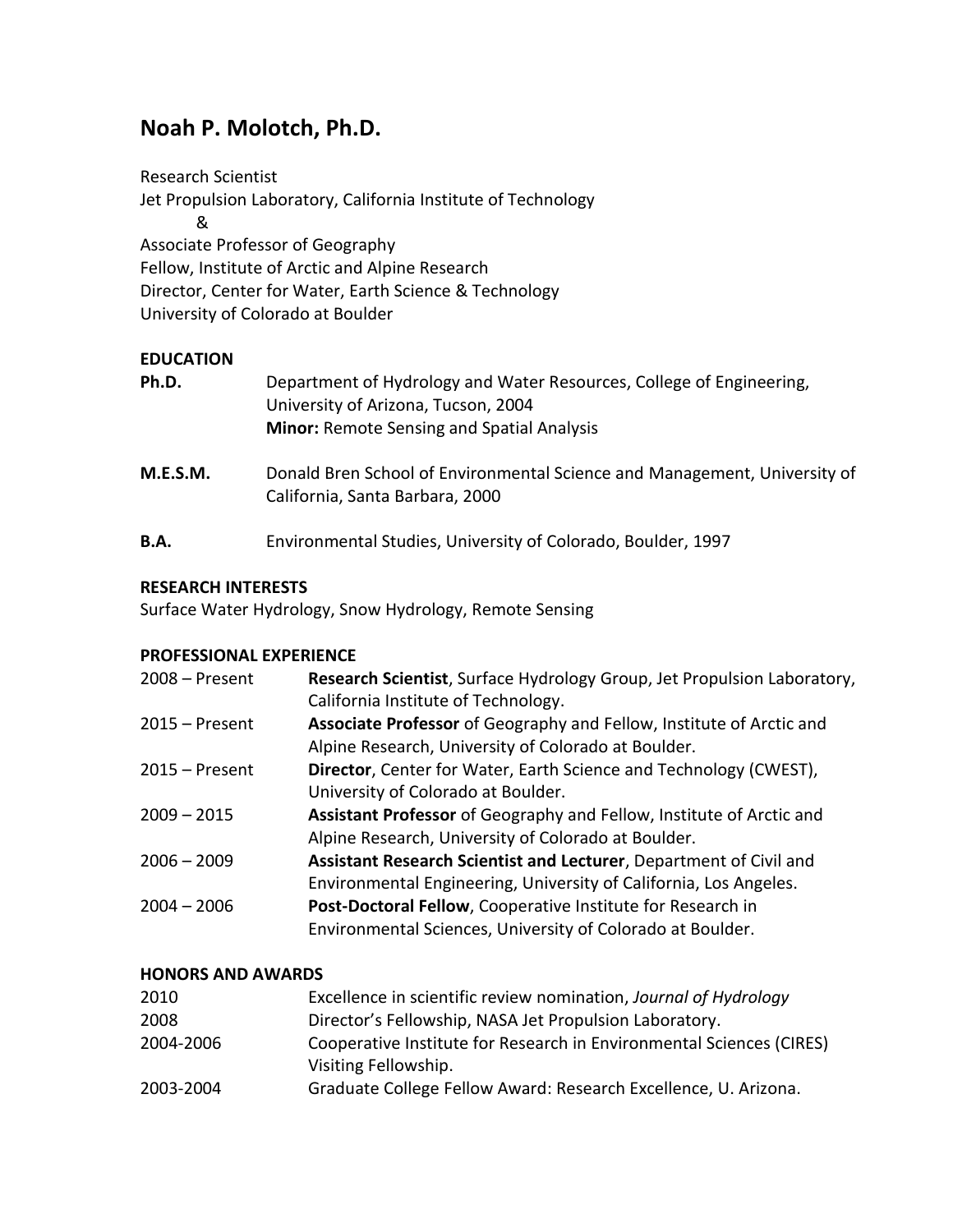# Noah P. Molotch, Ph.D.

Research Scientist
Jet Propulsion Laboratory, California Institute of Technology
&
Associate Professor of Geography
Fellow, Institute of Arctic and Alpine Research
Director, Center for Water, Earth Science & Technology
University of Colorado at Boulder

## EDUCATION

**Ph.D.** Department of Hydrology and Water Resources, College of Engineering, University of Arizona, Tucson, 2004
**Minor:** Remote Sensing and Spatial Analysis

**M.E.S.M.** Donald Bren School of Environmental Science and Management, University of California, Santa Barbara, 2000

**B.A.** Environmental Studies, University of Colorado, Boulder, 1997

## RESEARCH INTERESTS

Surface Water Hydrology, Snow Hydrology, Remote Sensing

## PROFESSIONAL EXPERIENCE

| | |
|---|---|
| 2008 – Present | **Research Scientist**, Surface Hydrology Group, Jet Propulsion Laboratory, California Institute of Technology. |
| 2015 – Present | **Associate Professor** of Geography and Fellow, Institute of Arctic and Alpine Research, University of Colorado at Boulder. |
| 2015 – Present | **Director**, Center for Water, Earth Science and Technology (CWEST), University of Colorado at Boulder. |
| 2009 – 2015 | **Assistant Professor** of Geography and Fellow, Institute of Arctic and Alpine Research, University of Colorado at Boulder. |
| 2006 – 2009 | **Assistant Research Scientist and Lecturer**, Department of Civil and Environmental Engineering, University of California, Los Angeles. |
| 2004 – 2006 | **Post-Doctoral Fellow**, Cooperative Institute for Research in Environmental Sciences, University of Colorado at Boulder. |

## HONORS AND AWARDS

| | |
|---|---|
| 2010 | Excellence in scientific review nomination, *Journal of Hydrology* |
| 2008 | Director's Fellowship, NASA Jet Propulsion Laboratory. |
| 2004-2006 | Cooperative Institute for Research in Environmental Sciences (CIRES) Visiting Fellowship. |
| 2003-2004 | Graduate College Fellow Award: Research Excellence, U. Arizona. |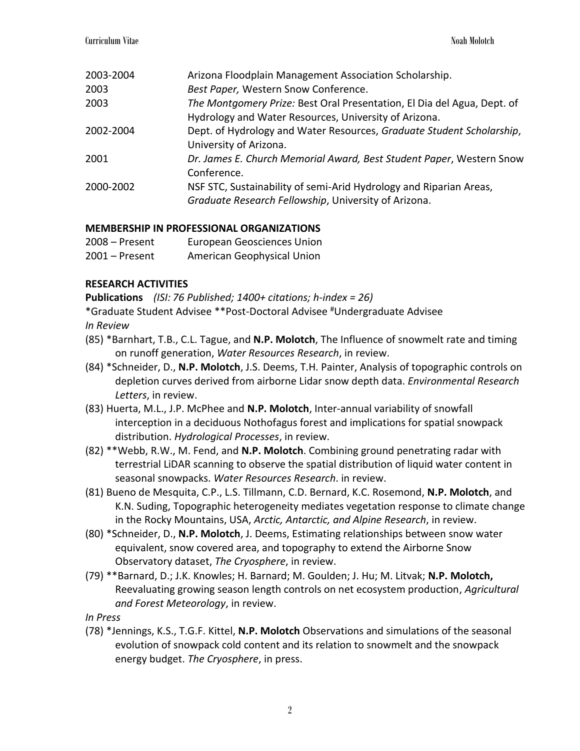| | |
|---|---|
| 2003-2004 | Arizona Floodplain Management Association Scholarship. |
| 2003 | *Best Paper,* Western Snow Conference. |
| 2003 | *The Montgomery Prize:* Best Oral Presentation, El Dia del Agua, Dept. of Hydrology and Water Resources, University of Arizona. |
| 2002-2004 | Dept. of Hydrology and Water Resources, *Graduate Student Scholarship*, University of Arizona. |
| 2001 | *Dr. James E. Church Memorial Award, Best Student Paper*, Western Snow Conference. |
| 2000-2002 | NSF STC, Sustainability of semi-Arid Hydrology and Riparian Areas, *Graduate Research Fellowship*, University of Arizona. |

## MEMBERSHIP IN PROFESSIONAL ORGANIZATIONS

| | |
|---|---|
| 2008 – Present | European Geosciences Union |
| 2001 – Present | American Geophysical Union |

## RESEARCH ACTIVITIES

**Publications** *(ISI: 76 Published; 1400+ citations; h-index = 26)*

*Graduate Student Advisee **Post-Doctoral Advisee #Undergraduate Advisee

*In Review*

(85) *Barnhart, T.B., C.L. Tague, and **N.P. Molotch**, The Influence of snowmelt rate and timing on runoff generation, *Water Resources Research*, in review.

(84) *Schneider, D., **N.P. Molotch**, J.S. Deems, T.H. Painter, Analysis of topographic controls on depletion curves derived from airborne Lidar snow depth data. *Environmental Research Letters*, in review.

(83) Huerta, M.L., J.P. McPhee and **N.P. Molotch**, Inter-annual variability of snowfall interception in a deciduous Nothofagus forest and implications for spatial snowpack distribution. *Hydrological Processes*, in review.

(82) **Webb, R.W., M. Fend, and **N.P. Molotch**. Combining ground penetrating radar with terrestrial LiDAR scanning to observe the spatial distribution of liquid water content in seasonal snowpacks. *Water Resources Research*. in review.

(81) Bueno de Mesquita, C.P., L.S. Tillmann, C.D. Bernard, K.C. Rosemond, **N.P. Molotch**, and K.N. Suding, Topographic heterogeneity mediates vegetation response to climate change in the Rocky Mountains, USA, *Arctic, Antarctic, and Alpine Research*, in review.

(80) *Schneider, D., **N.P. Molotch**, J. Deems, Estimating relationships between snow water equivalent, snow covered area, and topography to extend the Airborne Snow Observatory dataset, *The Cryosphere*, in review.

(79) **Barnard, D.; J.K. Knowles; H. Barnard; M. Goulden; J. Hu; M. Litvak; **N.P. Molotch,** Reevaluating growing season length controls on net ecosystem production, *Agricultural and Forest Meteorology*, in review.

*In Press*

(78) *Jennings, K.S., T.G.F. Kittel, **N.P. Molotch** Observations and simulations of the seasonal evolution of snowpack cold content and its relation to snowmelt and the snowpack energy budget. *The Cryosphere*, in press.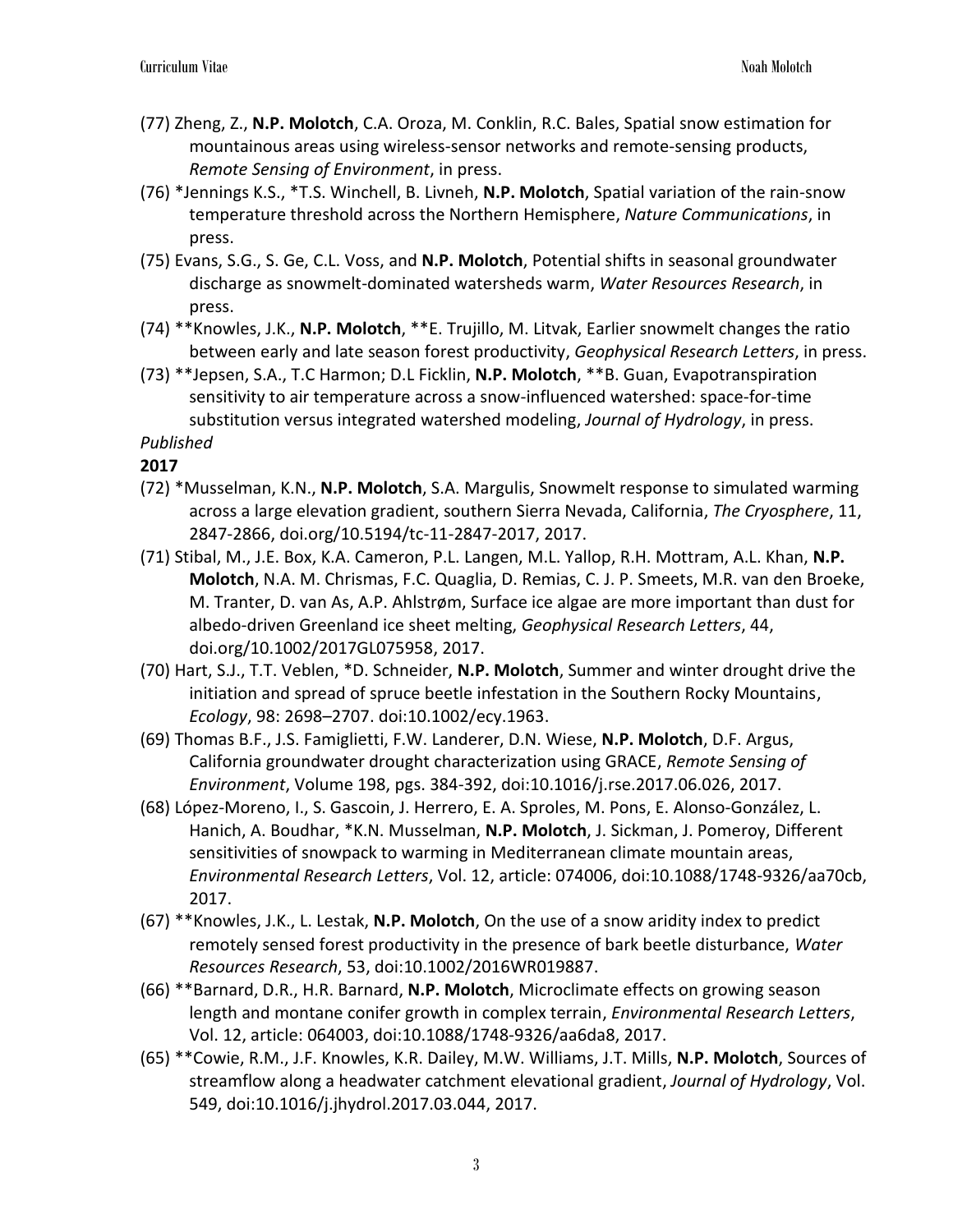(77) Zheng, Z., **N.P. Molotch**, C.A. Oroza, M. Conklin, R.C. Bales, Spatial snow estimation for mountainous areas using wireless-sensor networks and remote-sensing products, *Remote Sensing of Environment*, in press.

(76) *Jennings K.S., *T.S. Winchell, B. Livneh, **N.P. Molotch**, Spatial variation of the rain-snow temperature threshold across the Northern Hemisphere, *Nature Communications*, in press.

(75) Evans, S.G., S. Ge, C.L. Voss, and **N.P. Molotch**, Potential shifts in seasonal groundwater discharge as snowmelt-dominated watersheds warm, *Water Resources Research*, in press.

(74) **Knowles, J.K., **N.P. Molotch**, **E. Trujillo, M. Litvak, Earlier snowmelt changes the ratio between early and late season forest productivity, *Geophysical Research Letters*, in press.

(73) **Jepsen, S.A., T.C Harmon; D.L Ficklin, **N.P. Molotch**, **B. Guan, Evapotranspiration sensitivity to air temperature across a snow-influenced watershed: space-for-time substitution versus integrated watershed modeling, *Journal of Hydrology*, in press.

*Published*

**2017**

(72) *Musselman, K.N., **N.P. Molotch**, S.A. Margulis, Snowmelt response to simulated warming across a large elevation gradient, southern Sierra Nevada, California, *The Cryosphere*, 11, 2847-2866, doi.org/10.5194/tc-11-2847-2017, 2017.

(71) Stibal, M., J.E. Box, K.A. Cameron, P.L. Langen, M.L. Yallop, R.H. Mottram, A.L. Khan, **N.P. Molotch**, N.A. M. Chrismas, F.C. Quaglia, D. Remias, C. J. P. Smeets, M.R. van den Broeke, M. Tranter, D. van As, A.P. Ahlstrøm, Surface ice algae are more important than dust for albedo-driven Greenland ice sheet melting, *Geophysical Research Letters*, 44, doi.org/10.1002/2017GL075958, 2017.

(70) Hart, S.J., T.T. Veblen, *D. Schneider, **N.P. Molotch**, Summer and winter drought drive the initiation and spread of spruce beetle infestation in the Southern Rocky Mountains, *Ecology*, 98: 2698–2707. doi:10.1002/ecy.1963.

(69) Thomas B.F., J.S. Famiglietti, F.W. Landerer, D.N. Wiese, **N.P. Molotch**, D.F. Argus, California groundwater drought characterization using GRACE, *Remote Sensing of Environment*, Volume 198, pgs. 384-392, doi:10.1016/j.rse.2017.06.026, 2017.

(68) López-Moreno, I., S. Gascoin, J. Herrero, E. A. Sproles, M. Pons, E. Alonso-González, L. Hanich, A. Boudhar, *K.N. Musselman, **N.P. Molotch**, J. Sickman, J. Pomeroy, Different sensitivities of snowpack to warming in Mediterranean climate mountain areas, *Environmental Research Letters*, Vol. 12, article: 074006, doi:10.1088/1748-9326/aa70cb, 2017.

(67) **Knowles, J.K., L. Lestak, **N.P. Molotch**, On the use of a snow aridity index to predict remotely sensed forest productivity in the presence of bark beetle disturbance, *Water Resources Research*, 53, doi:10.1002/2016WR019887.

(66) **Barnard, D.R., H.R. Barnard, **N.P. Molotch**, Microclimate effects on growing season length and montane conifer growth in complex terrain, *Environmental Research Letters*, Vol. 12, article: 064003, doi:10.1088/1748-9326/aa6da8, 2017.

(65) **Cowie, R.M., J.F. Knowles, K.R. Dailey, M.W. Williams, J.T. Mills, **N.P. Molotch**, Sources of streamflow along a headwater catchment elevational gradient, *Journal of Hydrology*, Vol. 549, doi:10.1016/j.jhydrol.2017.03.044, 2017.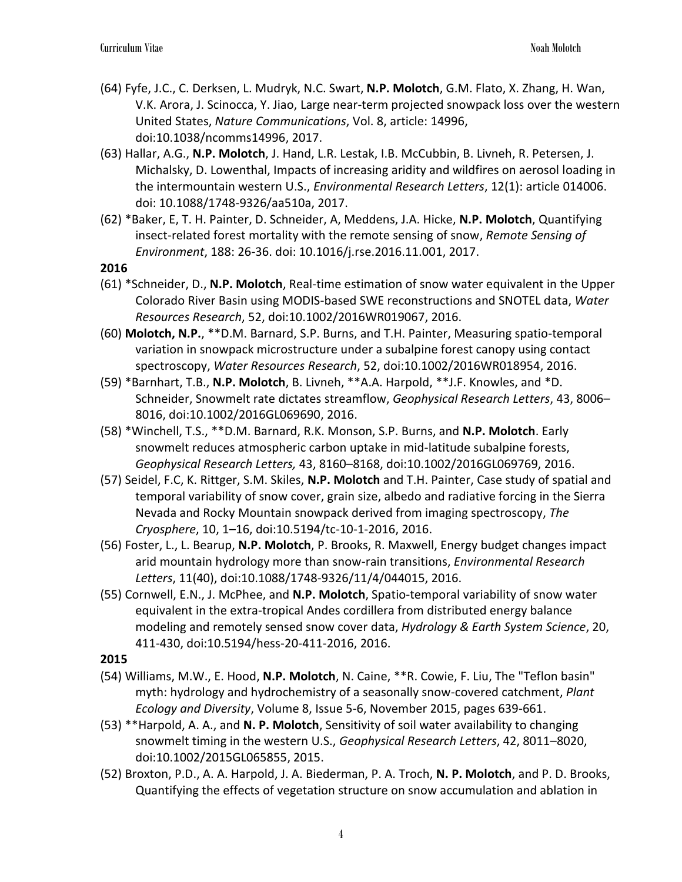(64) Fyfe, J.C., C. Derksen, L. Mudryk, N.C. Swart, **N.P. Molotch**, G.M. Flato, X. Zhang, H. Wan, V.K. Arora, J. Scinocca, Y. Jiao, Large near-term projected snowpack loss over the western United States, *Nature Communications*, Vol. 8, article: 14996, doi:10.1038/ncomms14996, 2017.

(63) Hallar, A.G., **N.P. Molotch**, J. Hand, L.R. Lestak, I.B. McCubbin, B. Livneh, R. Petersen, J. Michalsky, D. Lowenthal, Impacts of increasing aridity and wildfires on aerosol loading in the intermountain western U.S., *Environmental Research Letters*, 12(1): article 014006. doi: 10.1088/1748-9326/aa510a, 2017.

(62) *Baker, E, T. H. Painter, D. Schneider, A, Meddens, J.A. Hicke, **N.P. Molotch**, Quantifying insect-related forest mortality with the remote sensing of snow, *Remote Sensing of Environment*, 188: 26-36. doi: 10.1016/j.rse.2016.11.001, 2017.

**2016**

(61) *Schneider, D., **N.P. Molotch**, Real-time estimation of snow water equivalent in the Upper Colorado River Basin using MODIS-based SWE reconstructions and SNOTEL data, *Water Resources Research*, 52, doi:10.1002/2016WR019067, 2016.

(60) **Molotch, N.P.**, **D.M. Barnard, S.P. Burns, and T.H. Painter, Measuring spatio-temporal variation in snowpack microstructure under a subalpine forest canopy using contact spectroscopy, *Water Resources Research*, 52, doi:10.1002/2016WR018954, 2016.

(59) *Barnhart, T.B., **N.P. Molotch**, B. Livneh, **A.A. Harpold, **J.F. Knowles, and *D. Schneider, Snowmelt rate dictates streamflow, *Geophysical Research Letters*, 43, 8006–8016, doi:10.1002/2016GL069690, 2016.

(58) *Winchell, T.S., **D.M. Barnard, R.K. Monson, S.P. Burns, and **N.P. Molotch**. Early snowmelt reduces atmospheric carbon uptake in mid-latitude subalpine forests, *Geophysical Research Letters,* 43, 8160–8168, doi:10.1002/2016GL069769, 2016.

(57) Seidel, F.C, K. Rittger, S.M. Skiles, **N.P. Molotch** and T.H. Painter, Case study of spatial and temporal variability of snow cover, grain size, albedo and radiative forcing in the Sierra Nevada and Rocky Mountain snowpack derived from imaging spectroscopy, *The Cryosphere*, 10, 1–16, doi:10.5194/tc-10-1-2016, 2016.

(56) Foster, L., L. Bearup, **N.P. Molotch**, P. Brooks, R. Maxwell, Energy budget changes impact arid mountain hydrology more than snow-rain transitions, *Environmental Research Letters*, 11(40), doi:10.1088/1748-9326/11/4/044015, 2016.

(55) Cornwell, E.N., J. McPhee, and **N.P. Molotch**, Spatio-temporal variability of snow water equivalent in the extra-tropical Andes cordillera from distributed energy balance modeling and remotely sensed snow cover data, *Hydrology & Earth System Science*, 20, 411-430, doi:10.5194/hess-20-411-2016, 2016.

**2015**

(54) Williams, M.W., E. Hood, **N.P. Molotch**, N. Caine, **R. Cowie, F. Liu, The "Teflon basin" myth: hydrology and hydrochemistry of a seasonally snow-covered catchment, *Plant Ecology and Diversity*, Volume 8, Issue 5-6, November 2015, pages 639-661.

(53) **Harpold, A. A., and **N. P. Molotch**, Sensitivity of soil water availability to changing snowmelt timing in the western U.S., *Geophysical Research Letters*, 42, 8011–8020, doi:10.1002/2015GL065855, 2015.

(52) Broxton, P.D., A. A. Harpold, J. A. Biederman, P. A. Troch, **N. P. Molotch**, and P. D. Brooks, Quantifying the effects of vegetation structure on snow accumulation and ablation in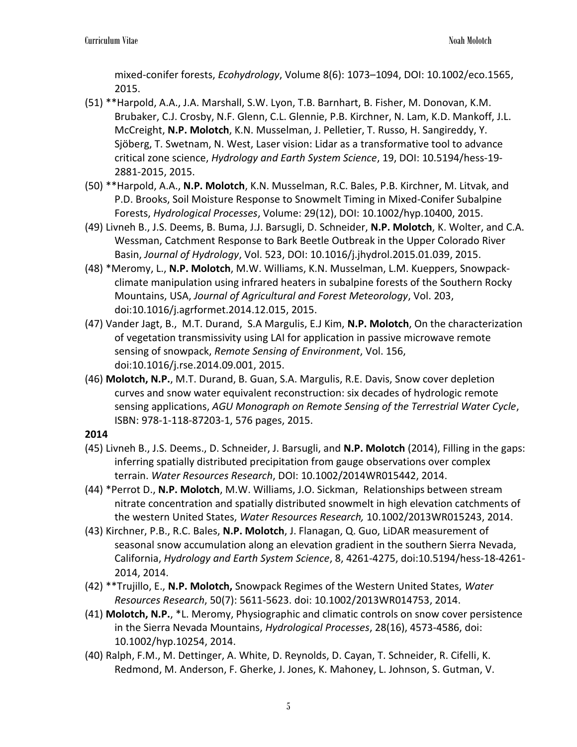mixed-conifer forests, *Ecohydrology*, Volume 8(6): 1073–1094, DOI: 10.1002/eco.1565, 2015.

(51) **Harpold, A.A., J.A. Marshall, S.W. Lyon, T.B. Barnhart, B. Fisher, M. Donovan, K.M. Brubaker, C.J. Crosby, N.F. Glenn, C.L. Glennie, P.B. Kirchner, N. Lam, K.D. Mankoff, J.L. McCreight, **N.P. Molotch**, K.N. Musselman, J. Pelletier, T. Russo, H. Sangireddy, Y. Sjöberg, T. Swetnam, N. West, Laser vision: Lidar as a transformative tool to advance critical zone science, *Hydrology and Earth System Science*, 19, DOI: 10.5194/hess-19-2881-2015, 2015.

(50) **Harpold, A.A., **N.P. Molotch**, K.N. Musselman, R.C. Bales, P.B. Kirchner, M. Litvak, and P.D. Brooks, Soil Moisture Response to Snowmelt Timing in Mixed-Conifer Subalpine Forests, *Hydrological Processes*, Volume: 29(12), DOI: 10.1002/hyp.10400, 2015.

(49) Livneh B., J.S. Deems, B. Buma, J.J. Barsugli, D. Schneider, **N.P. Molotch**, K. Wolter, and C.A. Wessman, Catchment Response to Bark Beetle Outbreak in the Upper Colorado River Basin, *Journal of Hydrology*, Vol. 523, DOI: 10.1016/j.jhydrol.2015.01.039, 2015.

(48) *Meromy, L., **N.P. Molotch**, M.W. Williams, K.N. Musselman, L.M. Kueppers, Snowpack-climate manipulation using infrared heaters in subalpine forests of the Southern Rocky Mountains, USA, *Journal of Agricultural and Forest Meteorology*, Vol. 203, doi:10.1016/j.agrformet.2014.12.015, 2015.

(47) Vander Jagt, B., M.T. Durand, S.A Margulis, E.J Kim, **N.P. Molotch**, On the characterization of vegetation transmissivity using LAI for application in passive microwave remote sensing of snowpack, *Remote Sensing of Environment*, Vol. 156, doi:10.1016/j.rse.2014.09.001, 2015.

(46) **Molotch, N.P.**, M.T. Durand, B. Guan, S.A. Margulis, R.E. Davis, Snow cover depletion curves and snow water equivalent reconstruction: six decades of hydrologic remote sensing applications, *AGU Monograph on Remote Sensing of the Terrestrial Water Cycle*, ISBN: 978-1-118-87203-1, 576 pages, 2015.

**2014**

(45) Livneh B., J.S. Deems., D. Schneider, J. Barsugli, and **N.P. Molotch** (2014), Filling in the gaps: inferring spatially distributed precipitation from gauge observations over complex terrain. *Water Resources Research*, DOI: 10.1002/2014WR015442, 2014.

(44) *Perrot D., **N.P. Molotch**, M.W. Williams, J.O. Sickman, Relationships between stream nitrate concentration and spatially distributed snowmelt in high elevation catchments of the western United States, *Water Resources Research,* 10.1002/2013WR015243, 2014.

(43) Kirchner, P.B., R.C. Bales, **N.P. Molotch**, J. Flanagan, Q. Guo, LiDAR measurement of seasonal snow accumulation along an elevation gradient in the southern Sierra Nevada, California, *Hydrology and Earth System Science*, 8, 4261-4275, doi:10.5194/hess-18-4261-2014, 2014.

(42) **Trujillo, E., **N.P. Molotch,** Snowpack Regimes of the Western United States, *Water Resources Research*, 50(7): 5611-5623. doi: 10.1002/2013WR014753, 2014.

(41) **Molotch, N.P.**, *L. Meromy, Physiographic and climatic controls on snow cover persistence in the Sierra Nevada Mountains, *Hydrological Processes*, 28(16), 4573-4586, doi: 10.1002/hyp.10254, 2014.

(40) Ralph, F.M., M. Dettinger, A. White, D. Reynolds, D. Cayan, T. Schneider, R. Cifelli, K. Redmond, M. Anderson, F. Gherke, J. Jones, K. Mahoney, L. Johnson, S. Gutman, V.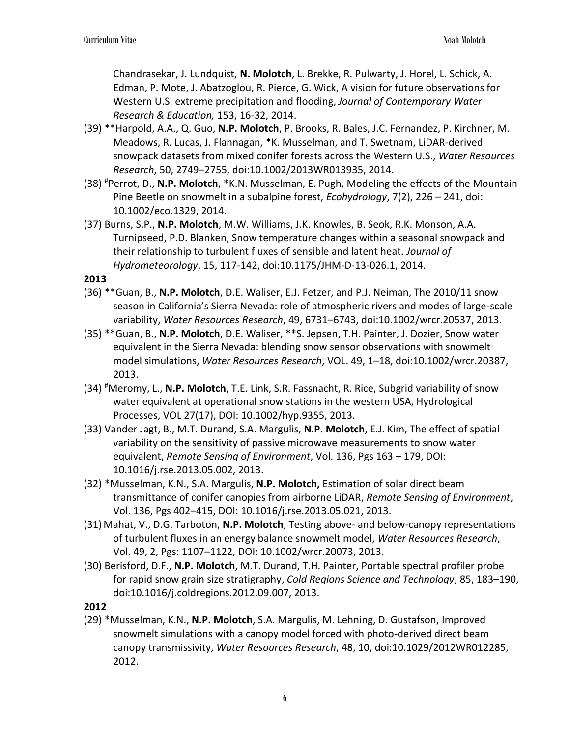Chandrasekar, J. Lundquist, **N. Molotch**, L. Brekke, R. Pulwarty, J. Horel, L. Schick, A. Edman, P. Mote, J. Abatzoglou, R. Pierce, G. Wick, A vision for future observations for Western U.S. extreme precipitation and flooding, *Journal of Contemporary Water Research & Education,* 153, 16-32, 2014.

(39) **Harpold, A.A., Q. Guo, **N.P. Molotch**, P. Brooks, R. Bales, J.C. Fernandez, P. Kirchner, M. Meadows, R. Lucas, J. Flannagan, *K. Musselman, and T. Swetnam, LiDAR-derived snowpack datasets from mixed conifer forests across the Western U.S., *Water Resources Research*, 50, 2749–2755, doi:10.1002/2013WR013935, 2014.

(38) [#]Perrot, D., **N.P. Molotch**, *K.N. Musselman, E. Pugh, Modeling the effects of the Mountain Pine Beetle on snowmelt in a subalpine forest, *Ecohydrology*, 7(2), 226 – 241, doi: 10.1002/eco.1329, 2014.

(37) Burns, S.P., **N.P. Molotch**, M.W. Williams, J.K. Knowles, B. Seok, R.K. Monson, A.A. Turnipseed, P.D. Blanken, Snow temperature changes within a seasonal snowpack and their relationship to turbulent fluxes of sensible and latent heat. *Journal of Hydrometeorology*, 15, 117-142, doi:10.1175/JHM-D-13-026.1, 2014.

**2013**

(36) **Guan, B., **N.P. Molotch**, D.E. Waliser, E.J. Fetzer, and P.J. Neiman, The 2010/11 snow season in California's Sierra Nevada: role of atmospheric rivers and modes of large-scale variability, *Water Resources Research*, 49, 6731–6743, doi:10.1002/wrcr.20537, 2013.

(35) **Guan, B., **N.P. Molotch**, D.E. Waliser, **S. Jepsen, T.H. Painter, J. Dozier, Snow water equivalent in the Sierra Nevada: blending snow sensor observations with snowmelt model simulations, *Water Resources Research*, VOL. 49, 1–18, doi:10.1002/wrcr.20387, 2013.

(34) [#]Meromy, L., **N.P. Molotch**, T.E. Link, S.R. Fassnacht, R. Rice, Subgrid variability of snow water equivalent at operational snow stations in the western USA, Hydrological Processes, VOL 27(17), DOI: 10.1002/hyp.9355, 2013.

(33) Vander Jagt, B., M.T. Durand, S.A. Margulis, **N.P. Molotch**, E.J. Kim, The effect of spatial variability on the sensitivity of passive microwave measurements to snow water equivalent, *Remote Sensing of Environment*, Vol. 136, Pgs 163 – 179, DOI: 10.1016/j.rse.2013.05.002, 2013.

(32) *Musselman, K.N., S.A. Margulis, **N.P. Molotch,** Estimation of solar direct beam transmittance of conifer canopies from airborne LiDAR, *Remote Sensing of Environment*, Vol. 136, Pgs 402–415, DOI: 10.1016/j.rse.2013.05.021, 2013.

(31) Mahat, V., D.G. Tarboton, **N.P. Molotch**, Testing above- and below-canopy representations of turbulent fluxes in an energy balance snowmelt model, *Water Resources Research*, Vol. 49, 2, Pgs: 1107–1122, DOI: 10.1002/wrcr.20073, 2013.

(30) Berisford, D.F., **N.P. Molotch**, M.T. Durand, T.H. Painter, Portable spectral profiler probe for rapid snow grain size stratigraphy, *Cold Regions Science and Technology*, 85, 183–190, doi:10.1016/j.coldregions.2012.09.007, 2013.

**2012**

(29) *Musselman, K.N., **N.P. Molotch**, S.A. Margulis, M. Lehning, D. Gustafson, Improved snowmelt simulations with a canopy model forced with photo-derived direct beam canopy transmissivity, *Water Resources Research*, 48, 10, doi:10.1029/2012WR012285, 2012.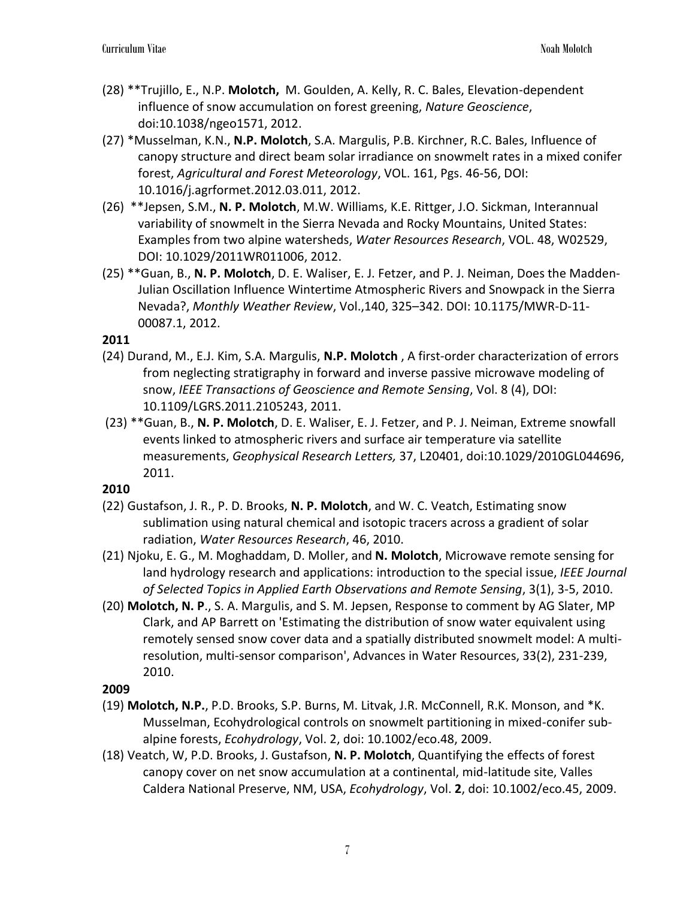(28) **Trujillo, E., N.P. **Molotch,** M. Goulden, A. Kelly, R. C. Bales, Elevation-dependent influence of snow accumulation on forest greening, *Nature Geoscience*, doi:10.1038/ngeo1571, 2012.

(27) *Musselman, K.N., **N.P. Molotch**, S.A. Margulis, P.B. Kirchner, R.C. Bales, Influence of canopy structure and direct beam solar irradiance on snowmelt rates in a mixed conifer forest, *Agricultural and Forest Meteorology*, VOL. 161, Pgs. 46-56, DOI: 10.1016/j.agrformet.2012.03.011, 2012.

(26) **Jepsen, S.M., **N. P. Molotch**, M.W. Williams, K.E. Rittger, J.O. Sickman, Interannual variability of snowmelt in the Sierra Nevada and Rocky Mountains, United States: Examples from two alpine watersheds, *Water Resources Research*, VOL. 48, W02529, DOI: 10.1029/2011WR011006, 2012.

(25) **Guan, B., **N. P. Molotch**, D. E. Waliser, E. J. Fetzer, and P. J. Neiman, Does the Madden-Julian Oscillation Influence Wintertime Atmospheric Rivers and Snowpack in the Sierra Nevada?, *Monthly Weather Review*, Vol.,140, 325–342. DOI: 10.1175/MWR-D-11-00087.1, 2012.

**2011**

(24) Durand, M., E.J. Kim, S.A. Margulis, **N.P. Molotch** , A first-order characterization of errors from neglecting stratigraphy in forward and inverse passive microwave modeling of snow, *IEEE Transactions of Geoscience and Remote Sensing*, Vol. 8 (4), DOI: 10.1109/LGRS.2011.2105243, 2011.

(23) **Guan, B., **N. P. Molotch**, D. E. Waliser, E. J. Fetzer, and P. J. Neiman, Extreme snowfall events linked to atmospheric rivers and surface air temperature via satellite measurements, *Geophysical Research Letters,* 37, L20401, doi:10.1029/2010GL044696, 2011.

**2010**

(22) Gustafson, J. R., P. D. Brooks, **N. P. Molotch**, and W. C. Veatch, Estimating snow sublimation using natural chemical and isotopic tracers across a gradient of solar radiation, *Water Resources Research*, 46, 2010.

(21) Njoku, E. G., M. Moghaddam, D. Moller, and **N. Molotch**, Microwave remote sensing for land hydrology research and applications: introduction to the special issue, *IEEE Journal of Selected Topics in Applied Earth Observations and Remote Sensing*, 3(1), 3-5, 2010.

(20) **Molotch, N. P**., S. A. Margulis, and S. M. Jepsen, Response to comment by AG Slater, MP Clark, and AP Barrett on 'Estimating the distribution of snow water equivalent using remotely sensed snow cover data and a spatially distributed snowmelt model: A multi-resolution, multi-sensor comparison', Advances in Water Resources, 33(2), 231-239, 2010.

**2009**

(19) **Molotch, N.P.**, P.D. Brooks, S.P. Burns, M. Litvak, J.R. McConnell, R.K. Monson, and *K. Musselman, Ecohydrological controls on snowmelt partitioning in mixed-conifer sub-alpine forests, *Ecohydrology*, Vol. 2, doi: 10.1002/eco.48, 2009.

(18) Veatch, W, P.D. Brooks, J. Gustafson, **N. P. Molotch**, Quantifying the effects of forest canopy cover on net snow accumulation at a continental, mid-latitude site, Valles Caldera National Preserve, NM, USA, *Ecohydrology*, Vol. **2**, doi: 10.1002/eco.45, 2009.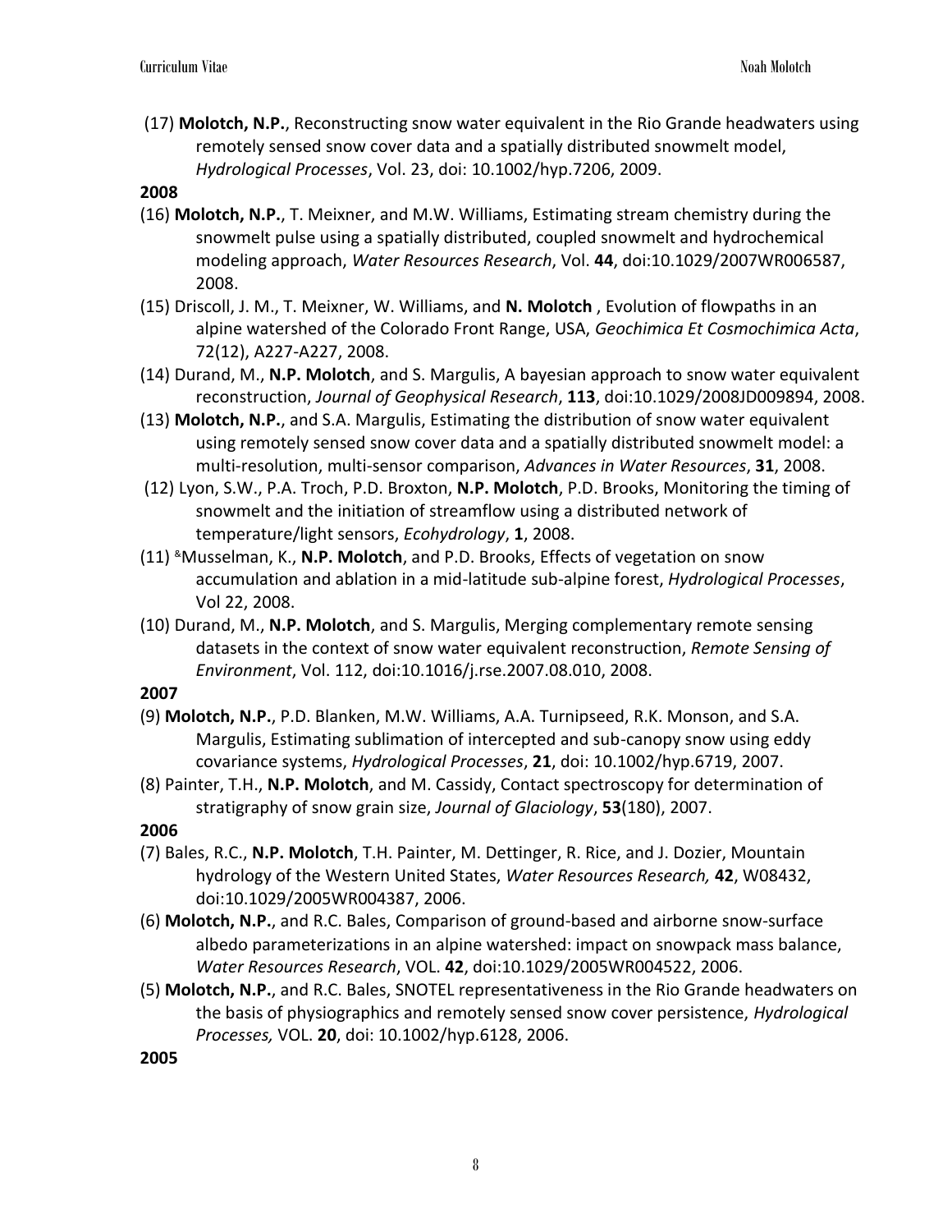(17) **Molotch, N.P.**, Reconstructing snow water equivalent in the Rio Grande headwaters using remotely sensed snow cover data and a spatially distributed snowmelt model, *Hydrological Processes*, Vol. 23, doi: 10.1002/hyp.7206, 2009.

**2008**

(16) **Molotch, N.P.**, T. Meixner, and M.W. Williams, Estimating stream chemistry during the snowmelt pulse using a spatially distributed, coupled snowmelt and hydrochemical modeling approach, *Water Resources Research*, Vol. **44**, doi:10.1029/2007WR006587, 2008.

(15) Driscoll, J. M., T. Meixner, W. Williams, and **N. Molotch** , Evolution of flowpaths in an alpine watershed of the Colorado Front Range, USA, *Geochimica Et Cosmochimica Acta*, 72(12), A227-A227, 2008.

(14) Durand, M., **N.P. Molotch**, and S. Margulis, A bayesian approach to snow water equivalent reconstruction, *Journal of Geophysical Research*, **113**, doi:10.1029/2008JD009894, 2008.

(13) **Molotch, N.P.**, and S.A. Margulis, Estimating the distribution of snow water equivalent using remotely sensed snow cover data and a spatially distributed snowmelt model: a multi-resolution, multi-sensor comparison, *Advances in Water Resources*, **31**, 2008.

(12) Lyon, S.W., P.A. Troch, P.D. Broxton, **N.P. Molotch**, P.D. Brooks, Monitoring the timing of snowmelt and the initiation of streamflow using a distributed network of temperature/light sensors, *Ecohydrology*, **1**, 2008.

(11) [&]Musselman, K., **N.P. Molotch**, and P.D. Brooks, Effects of vegetation on snow accumulation and ablation in a mid-latitude sub-alpine forest, *Hydrological Processes*, Vol 22, 2008.

(10) Durand, M., **N.P. Molotch**, and S. Margulis, Merging complementary remote sensing datasets in the context of snow water equivalent reconstruction, *Remote Sensing of Environment*, Vol. 112, doi:10.1016/j.rse.2007.08.010, 2008.

**2007**

(9) **Molotch, N.P.**, P.D. Blanken, M.W. Williams, A.A. Turnipseed, R.K. Monson, and S.A. Margulis, Estimating sublimation of intercepted and sub-canopy snow using eddy covariance systems, *Hydrological Processes*, **21**, doi: 10.1002/hyp.6719, 2007.

(8) Painter, T.H., **N.P. Molotch**, and M. Cassidy, Contact spectroscopy for determination of stratigraphy of snow grain size, *Journal of Glaciology*, **53**(180), 2007.

**2006**

(7) Bales, R.C., **N.P. Molotch**, T.H. Painter, M. Dettinger, R. Rice, and J. Dozier, Mountain hydrology of the Western United States, *Water Resources Research,* **42**, W08432, doi:10.1029/2005WR004387, 2006.

(6) **Molotch, N.P.**, and R.C. Bales, Comparison of ground-based and airborne snow-surface albedo parameterizations in an alpine watershed: impact on snowpack mass balance, *Water Resources Research*, VOL. **42**, doi:10.1029/2005WR004522, 2006.

(5) **Molotch, N.P.**, and R.C. Bales, SNOTEL representativeness in the Rio Grande headwaters on the basis of physiographics and remotely sensed snow cover persistence, *Hydrological Processes,* VOL. **20**, doi: 10.1002/hyp.6128, 2006.

**2005**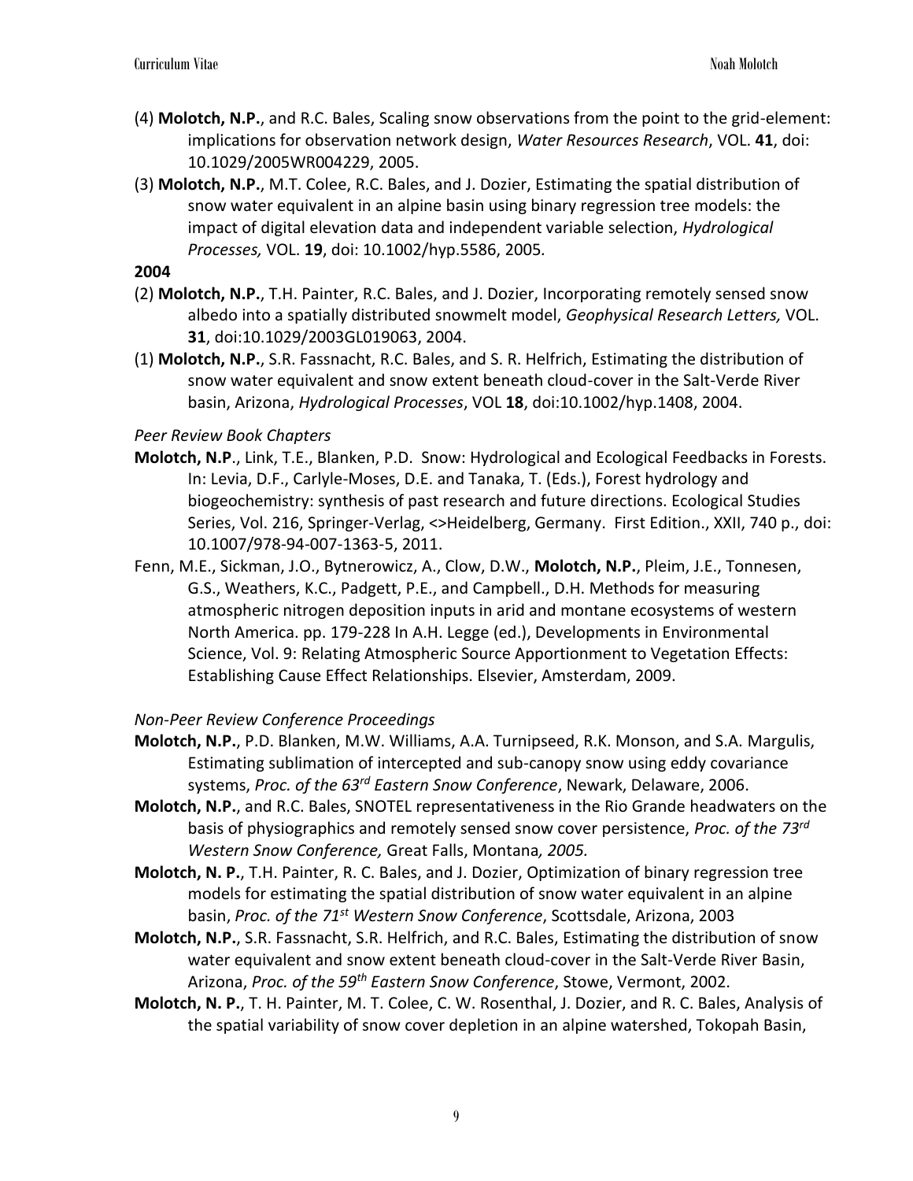(4) **Molotch, N.P.**, and R.C. Bales, Scaling snow observations from the point to the grid-element: implications for observation network design, *Water Resources Research*, VOL. **41**, doi: 10.1029/2005WR004229, 2005.

(3) **Molotch, N.P.**, M.T. Colee, R.C. Bales, and J. Dozier, Estimating the spatial distribution of snow water equivalent in an alpine basin using binary regression tree models: the impact of digital elevation data and independent variable selection, *Hydrological Processes,* VOL. **19**, doi: 10.1002/hyp.5586, 2005.

**2004**

(2) **Molotch, N.P.**, T.H. Painter, R.C. Bales, and J. Dozier, Incorporating remotely sensed snow albedo into a spatially distributed snowmelt model, *Geophysical Research Letters,* VOL. **31**, doi:10.1029/2003GL019063, 2004.

(1) **Molotch, N.P.**, S.R. Fassnacht, R.C. Bales, and S. R. Helfrich, Estimating the distribution of snow water equivalent and snow extent beneath cloud-cover in the Salt-Verde River basin, Arizona, *Hydrological Processes*, VOL **18**, doi:10.1002/hyp.1408, 2004.

*Peer Review Book Chapters*

**Molotch, N.P**., Link, T.E., Blanken, P.D. Snow: Hydrological and Ecological Feedbacks in Forests. In: Levia, D.F., Carlyle-Moses, D.E. and Tanaka, T. (Eds.), Forest hydrology and biogeochemistry: synthesis of past research and future directions. Ecological Studies Series, Vol. 216, Springer-Verlag, <>Heidelberg, Germany. First Edition., XXII, 740 p., doi: 10.1007/978-94-007-1363-5, 2011.

Fenn, M.E., Sickman, J.O., Bytnerowicz, A., Clow, D.W., **Molotch, N.P.**, Pleim, J.E., Tonnesen, G.S., Weathers, K.C., Padgett, P.E., and Campbell., D.H. Methods for measuring atmospheric nitrogen deposition inputs in arid and montane ecosystems of western North America. pp. 179-228 In A.H. Legge (ed.), Developments in Environmental Science, Vol. 9: Relating Atmospheric Source Apportionment to Vegetation Effects: Establishing Cause Effect Relationships. Elsevier, Amsterdam, 2009.

*Non-Peer Review Conference Proceedings*

**Molotch, N.P.**, P.D. Blanken, M.W. Williams, A.A. Turnipseed, R.K. Monson, and S.A. Margulis, Estimating sublimation of intercepted and sub-canopy snow using eddy covariance systems, *Proc. of the 63rd Eastern Snow Conference*, Newark, Delaware, 2006.

**Molotch, N.P.**, and R.C. Bales, SNOTEL representativeness in the Rio Grande headwaters on the basis of physiographics and remotely sensed snow cover persistence, *Proc. of the 73rd Western Snow Conference,* Great Falls, Montana*, 2005.*

**Molotch, N. P.**, T.H. Painter, R. C. Bales, and J. Dozier, Optimization of binary regression tree models for estimating the spatial distribution of snow water equivalent in an alpine basin, *Proc. of the 71st Western Snow Conference*, Scottsdale, Arizona, 2003

**Molotch, N.P.**, S.R. Fassnacht, S.R. Helfrich, and R.C. Bales, Estimating the distribution of snow water equivalent and snow extent beneath cloud-cover in the Salt-Verde River Basin, Arizona, *Proc. of the 59th Eastern Snow Conference*, Stowe, Vermont, 2002.

**Molotch, N. P.**, T. H. Painter, M. T. Colee, C. W. Rosenthal, J. Dozier, and R. C. Bales, Analysis of the spatial variability of snow cover depletion in an alpine watershed, Tokopah Basin,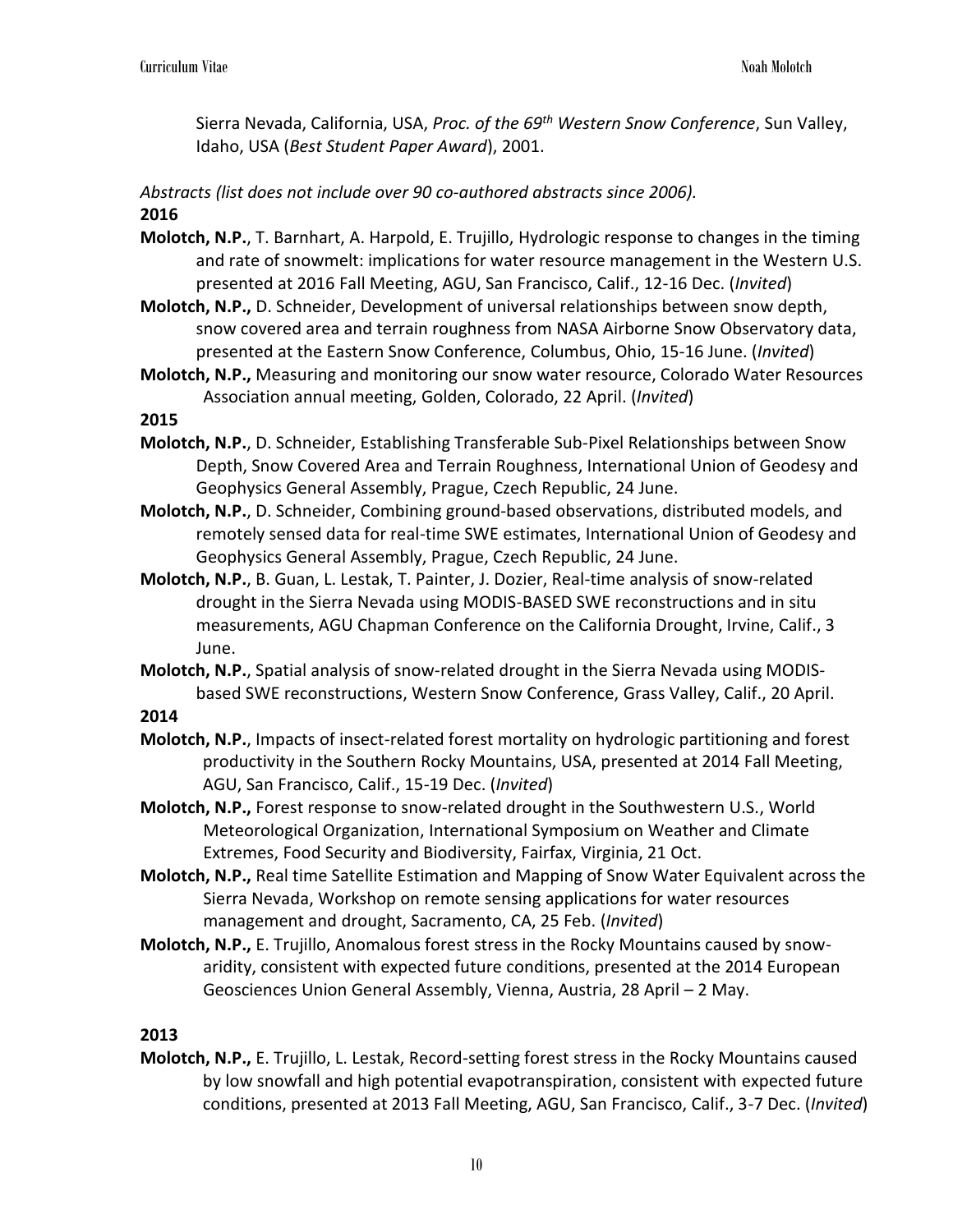Sierra Nevada, California, USA, *Proc. of the 69th Western Snow Conference*, Sun Valley, Idaho, USA (*Best Student Paper Award*), 2001.

*Abstracts (list does not include over 90 co-authored abstracts since 2006).*

**2016**

**Molotch, N.P.**, T. Barnhart, A. Harpold, E. Trujillo, Hydrologic response to changes in the timing and rate of snowmelt: implications for water resource management in the Western U.S. presented at 2016 Fall Meeting, AGU, San Francisco, Calif., 12-16 Dec. (*Invited*)

**Molotch, N.P.,** D. Schneider, Development of universal relationships between snow depth, snow covered area and terrain roughness from NASA Airborne Snow Observatory data, presented at the Eastern Snow Conference, Columbus, Ohio, 15-16 June. (*Invited*)

**Molotch, N.P.,** Measuring and monitoring our snow water resource, Colorado Water Resources Association annual meeting, Golden, Colorado, 22 April. (*Invited*)

**2015**

**Molotch, N.P.**, D. Schneider, Establishing Transferable Sub-Pixel Relationships between Snow Depth, Snow Covered Area and Terrain Roughness, International Union of Geodesy and Geophysics General Assembly, Prague, Czech Republic, 24 June.

**Molotch, N.P.**, D. Schneider, Combining ground-based observations, distributed models, and remotely sensed data for real-time SWE estimates, International Union of Geodesy and Geophysics General Assembly, Prague, Czech Republic, 24 June.

**Molotch, N.P.**, B. Guan, L. Lestak, T. Painter, J. Dozier, Real-time analysis of snow-related drought in the Sierra Nevada using MODIS-BASED SWE reconstructions and in situ measurements, AGU Chapman Conference on the California Drought, Irvine, Calif., 3 June.

**Molotch, N.P.**, Spatial analysis of snow-related drought in the Sierra Nevada using MODIS-based SWE reconstructions, Western Snow Conference, Grass Valley, Calif., 20 April.

**2014**

**Molotch, N.P.**, Impacts of insect-related forest mortality on hydrologic partitioning and forest productivity in the Southern Rocky Mountains, USA, presented at 2014 Fall Meeting, AGU, San Francisco, Calif., 15-19 Dec. (*Invited*)

**Molotch, N.P.,** Forest response to snow-related drought in the Southwestern U.S., World Meteorological Organization, International Symposium on Weather and Climate Extremes, Food Security and Biodiversity, Fairfax, Virginia, 21 Oct.

**Molotch, N.P.,** Real time Satellite Estimation and Mapping of Snow Water Equivalent across the Sierra Nevada, Workshop on remote sensing applications for water resources management and drought, Sacramento, CA, 25 Feb. (*Invited*)

**Molotch, N.P.,** E. Trujillo, Anomalous forest stress in the Rocky Mountains caused by snow-aridity, consistent with expected future conditions, presented at the 2014 European Geosciences Union General Assembly, Vienna, Austria, 28 April – 2 May.

**2013**

**Molotch, N.P.,** E. Trujillo, L. Lestak, Record-setting forest stress in the Rocky Mountains caused by low snowfall and high potential evapotranspiration, consistent with expected future conditions, presented at 2013 Fall Meeting, AGU, San Francisco, Calif., 3-7 Dec. (*Invited*)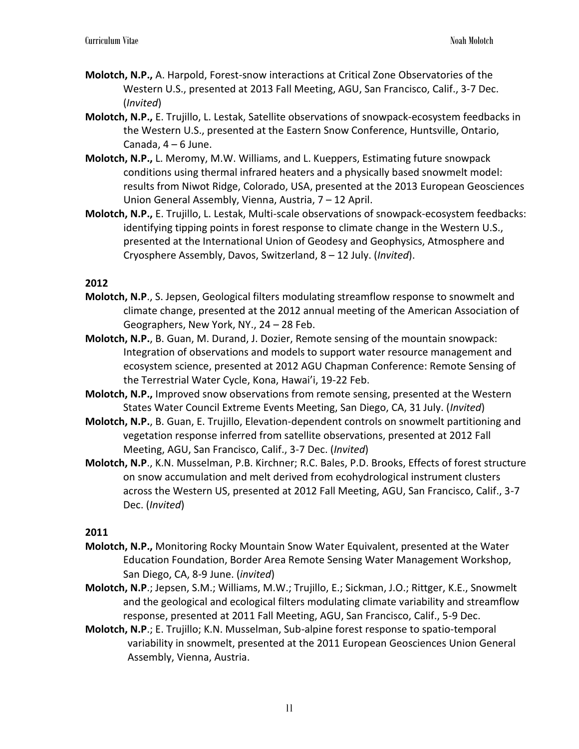**Molotch, N.P.,** A. Harpold, Forest-snow interactions at Critical Zone Observatories of the Western U.S., presented at 2013 Fall Meeting, AGU, San Francisco, Calif., 3-7 Dec. (*Invited*)

**Molotch, N.P.,** E. Trujillo, L. Lestak, Satellite observations of snowpack-ecosystem feedbacks in the Western U.S., presented at the Eastern Snow Conference, Huntsville, Ontario, Canada, 4 – 6 June.

**Molotch, N.P.,** L. Meromy, M.W. Williams, and L. Kueppers, Estimating future snowpack conditions using thermal infrared heaters and a physically based snowmelt model: results from Niwot Ridge, Colorado, USA, presented at the 2013 European Geosciences Union General Assembly, Vienna, Austria, 7 – 12 April.

**Molotch, N.P.,** E. Trujillo, L. Lestak, Multi-scale observations of snowpack-ecosystem feedbacks: identifying tipping points in forest response to climate change in the Western U.S., presented at the International Union of Geodesy and Geophysics, Atmosphere and Cryosphere Assembly, Davos, Switzerland, 8 – 12 July. (*Invited*).

**2012**

**Molotch, N.P**., S. Jepsen, Geological filters modulating streamflow response to snowmelt and climate change, presented at the 2012 annual meeting of the American Association of Geographers, New York, NY., 24 – 28 Feb.

**Molotch, N.P.**, B. Guan, M. Durand, J. Dozier, Remote sensing of the mountain snowpack: Integration of observations and models to support water resource management and ecosystem science, presented at 2012 AGU Chapman Conference: Remote Sensing of the Terrestrial Water Cycle, Kona, Hawai'i, 19-22 Feb.

**Molotch, N.P.,** Improved snow observations from remote sensing, presented at the Western States Water Council Extreme Events Meeting, San Diego, CA, 31 July. (*Invited*)

**Molotch, N.P.**, B. Guan, E. Trujillo, Elevation-dependent controls on snowmelt partitioning and vegetation response inferred from satellite observations, presented at 2012 Fall Meeting, AGU, San Francisco, Calif., 3-7 Dec. (*Invited*)

**Molotch, N.P**., K.N. Musselman, P.B. Kirchner; R.C. Bales, P.D. Brooks, Effects of forest structure on snow accumulation and melt derived from ecohydrological instrument clusters across the Western US, presented at 2012 Fall Meeting, AGU, San Francisco, Calif., 3-7 Dec. (*Invited*)

**2011**

**Molotch, N.P.,** Monitoring Rocky Mountain Snow Water Equivalent, presented at the Water Education Foundation, Border Area Remote Sensing Water Management Workshop, San Diego, CA, 8-9 June. (*invited*)

**Molotch, N.P**.; Jepsen, S.M.; Williams, M.W.; Trujillo, E.; Sickman, J.O.; Rittger, K.E., Snowmelt and the geological and ecological filters modulating climate variability and streamflow response, presented at 2011 Fall Meeting, AGU, San Francisco, Calif., 5-9 Dec.

**Molotch, N.P**.; E. Trujillo; K.N. Musselman, Sub-alpine forest response to spatio-temporal variability in snowmelt, presented at the 2011 European Geosciences Union General Assembly, Vienna, Austria.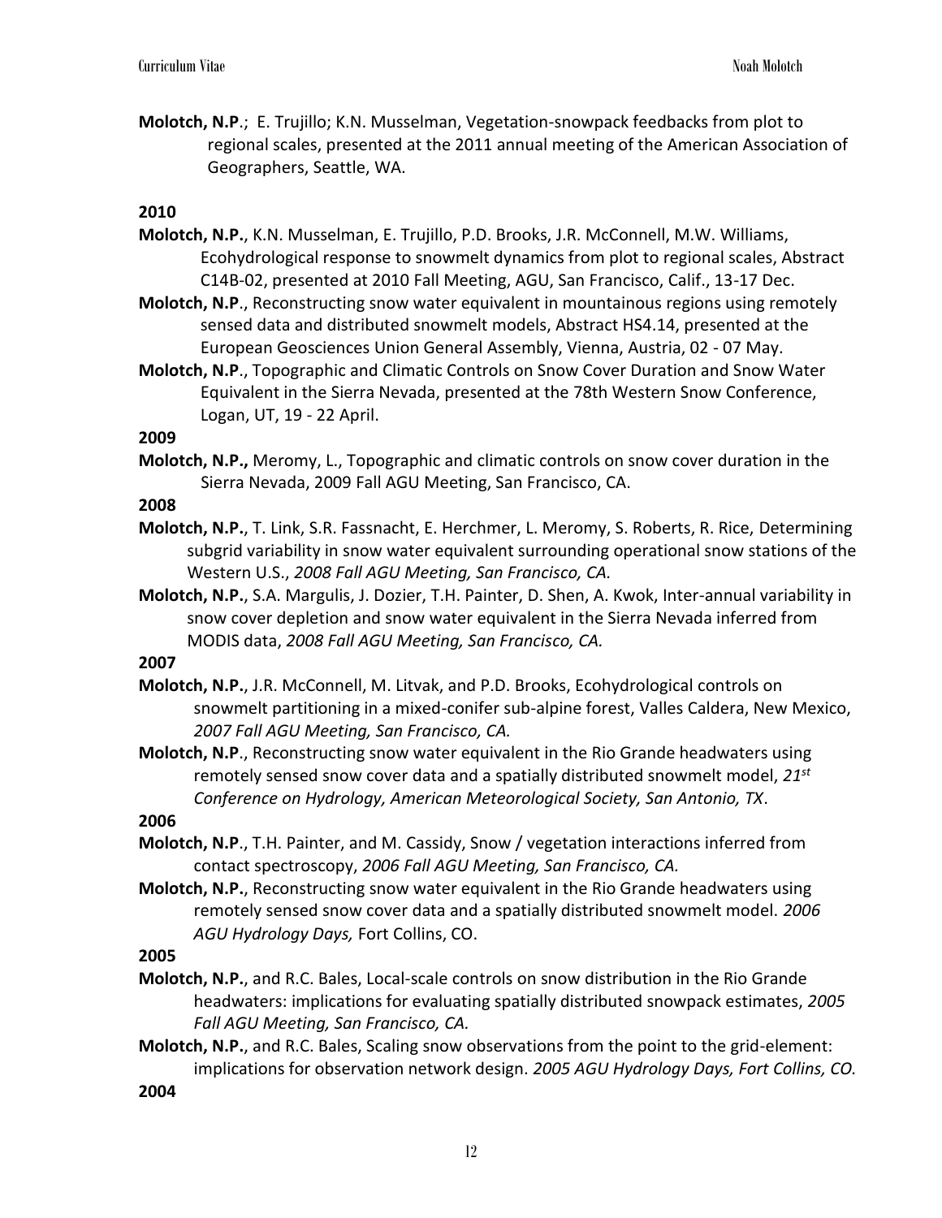**Molotch, N.P**.; E. Trujillo; K.N. Musselman, Vegetation-snowpack feedbacks from plot to regional scales, presented at the 2011 annual meeting of the American Association of Geographers, Seattle, WA.

**2010**

**Molotch, N.P.**, K.N. Musselman, E. Trujillo, P.D. Brooks, J.R. McConnell, M.W. Williams, Ecohydrological response to snowmelt dynamics from plot to regional scales, Abstract C14B-02, presented at 2010 Fall Meeting, AGU, San Francisco, Calif., 13-17 Dec.

**Molotch, N.P**., Reconstructing snow water equivalent in mountainous regions using remotely sensed data and distributed snowmelt models, Abstract HS4.14, presented at the European Geosciences Union General Assembly, Vienna, Austria, 02 - 07 May.

**Molotch, N.P**., Topographic and Climatic Controls on Snow Cover Duration and Snow Water Equivalent in the Sierra Nevada, presented at the 78th Western Snow Conference, Logan, UT, 19 - 22 April.

**2009**

**Molotch, N.P.,** Meromy, L., Topographic and climatic controls on snow cover duration in the Sierra Nevada, 2009 Fall AGU Meeting, San Francisco, CA.

**2008**

**Molotch, N.P.**, T. Link, S.R. Fassnacht, E. Herchmer, L. Meromy, S. Roberts, R. Rice, Determining subgrid variability in snow water equivalent surrounding operational snow stations of the Western U.S., *2008 Fall AGU Meeting, San Francisco, CA.*

**Molotch, N.P.**, S.A. Margulis, J. Dozier, T.H. Painter, D. Shen, A. Kwok, Inter-annual variability in snow cover depletion and snow water equivalent in the Sierra Nevada inferred from MODIS data, *2008 Fall AGU Meeting, San Francisco, CA.*

**2007**

**Molotch, N.P.**, J.R. McConnell, M. Litvak, and P.D. Brooks, Ecohydrological controls on snowmelt partitioning in a mixed-conifer sub-alpine forest, Valles Caldera, New Mexico, *2007 Fall AGU Meeting, San Francisco, CA.*

**Molotch, N.P**., Reconstructing snow water equivalent in the Rio Grande headwaters using remotely sensed snow cover data and a spatially distributed snowmelt model, *21st Conference on Hydrology, American Meteorological Society, San Antonio, TX*.

**2006**

**Molotch, N.P**., T.H. Painter, and M. Cassidy, Snow / vegetation interactions inferred from contact spectroscopy, *2006 Fall AGU Meeting, San Francisco, CA.*

**Molotch, N.P.**, Reconstructing snow water equivalent in the Rio Grande headwaters using remotely sensed snow cover data and a spatially distributed snowmelt model. *2006 AGU Hydrology Days,* Fort Collins, CO.

**2005**

**Molotch, N.P.**, and R.C. Bales, Local-scale controls on snow distribution in the Rio Grande headwaters: implications for evaluating spatially distributed snowpack estimates, *2005 Fall AGU Meeting, San Francisco, CA.*

**Molotch, N.P.**, and R.C. Bales, Scaling snow observations from the point to the grid-element: implications for observation network design. *2005 AGU Hydrology Days, Fort Collins, CO.*

**2004**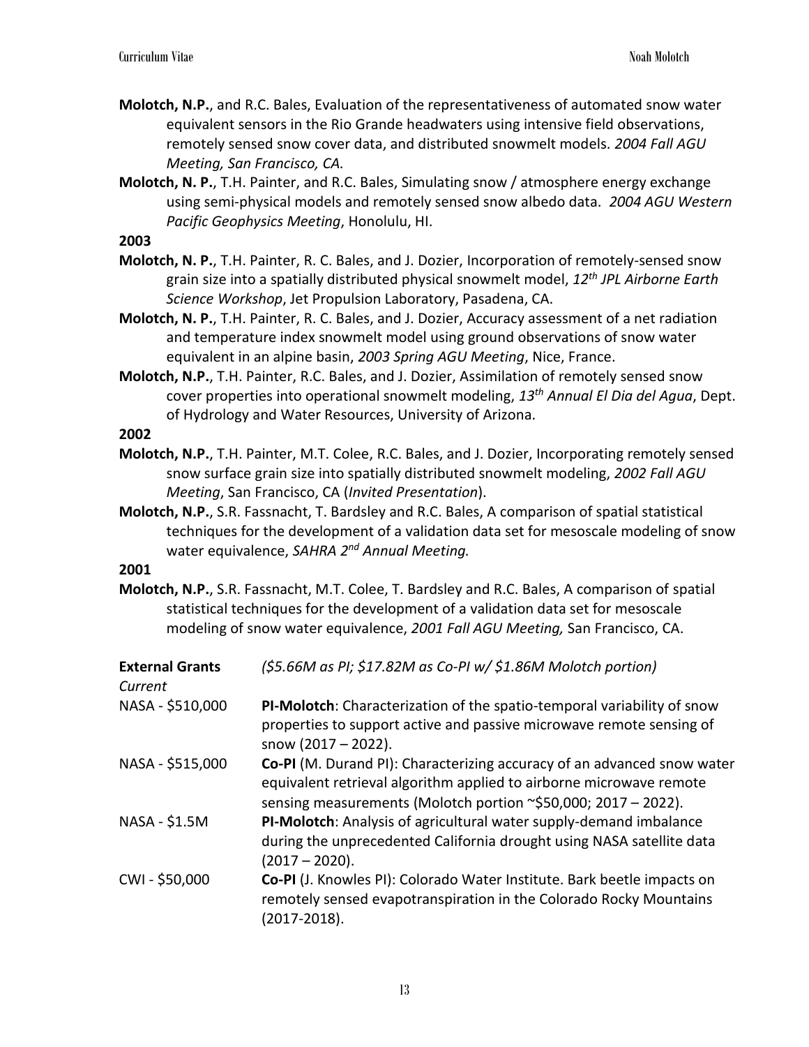**Molotch, N.P.**, and R.C. Bales, Evaluation of the representativeness of automated snow water equivalent sensors in the Rio Grande headwaters using intensive field observations, remotely sensed snow cover data, and distributed snowmelt models. *2004 Fall AGU Meeting, San Francisco, CA.*

**Molotch, N. P.**, T.H. Painter, and R.C. Bales, Simulating snow / atmosphere energy exchange using semi-physical models and remotely sensed snow albedo data. *2004 AGU Western Pacific Geophysics Meeting*, Honolulu, HI.

**2003**

**Molotch, N. P.**, T.H. Painter, R. C. Bales, and J. Dozier, Incorporation of remotely-sensed snow grain size into a spatially distributed physical snowmelt model, *12th JPL Airborne Earth Science Workshop*, Jet Propulsion Laboratory, Pasadena, CA.

**Molotch, N. P.**, T.H. Painter, R. C. Bales, and J. Dozier, Accuracy assessment of a net radiation and temperature index snowmelt model using ground observations of snow water equivalent in an alpine basin, *2003 Spring AGU Meeting*, Nice, France.

**Molotch, N.P.**, T.H. Painter, R.C. Bales, and J. Dozier, Assimilation of remotely sensed snow cover properties into operational snowmelt modeling, *13th Annual El Dia del Agua*, Dept. of Hydrology and Water Resources, University of Arizona.

**2002**

**Molotch, N.P.**, T.H. Painter, M.T. Colee, R.C. Bales, and J. Dozier, Incorporating remotely sensed snow surface grain size into spatially distributed snowmelt modeling, *2002 Fall AGU Meeting*, San Francisco, CA (*Invited Presentation*).

**Molotch, N.P.**, S.R. Fassnacht, T. Bardsley and R.C. Bales, A comparison of spatial statistical techniques for the development of a validation data set for mesoscale modeling of snow water equivalence, *SAHRA 2nd Annual Meeting.*

**2001**

**Molotch, N.P.**, S.R. Fassnacht, M.T. Colee, T. Bardsley and R.C. Bales, A comparison of spatial statistical techniques for the development of a validation data set for mesoscale modeling of snow water equivalence, *2001 Fall AGU Meeting,* San Francisco, CA.

**External Grants** *($5.66M as PI; $17.82M as Co-PI w/ $1.86M Molotch portion)*

*Current*

NASA - $510,000 — **PI-Molotch**: Characterization of the spatio-temporal variability of snow properties to support active and passive microwave remote sensing of snow (2017 – 2022).

NASA - $515,000 — **Co-PI** (M. Durand PI): Characterizing accuracy of an advanced snow water equivalent retrieval algorithm applied to airborne microwave remote sensing measurements (Molotch portion ~$50,000; 2017 – 2022).

NASA - $1.5M — **PI-Molotch**: Analysis of agricultural water supply-demand imbalance during the unprecedented California drought using NASA satellite data (2017 – 2020).

CWI - $50,000 — **Co-PI** (J. Knowles PI): Colorado Water Institute. Bark beetle impacts on remotely sensed evapotranspiration in the Colorado Rocky Mountains (2017-2018).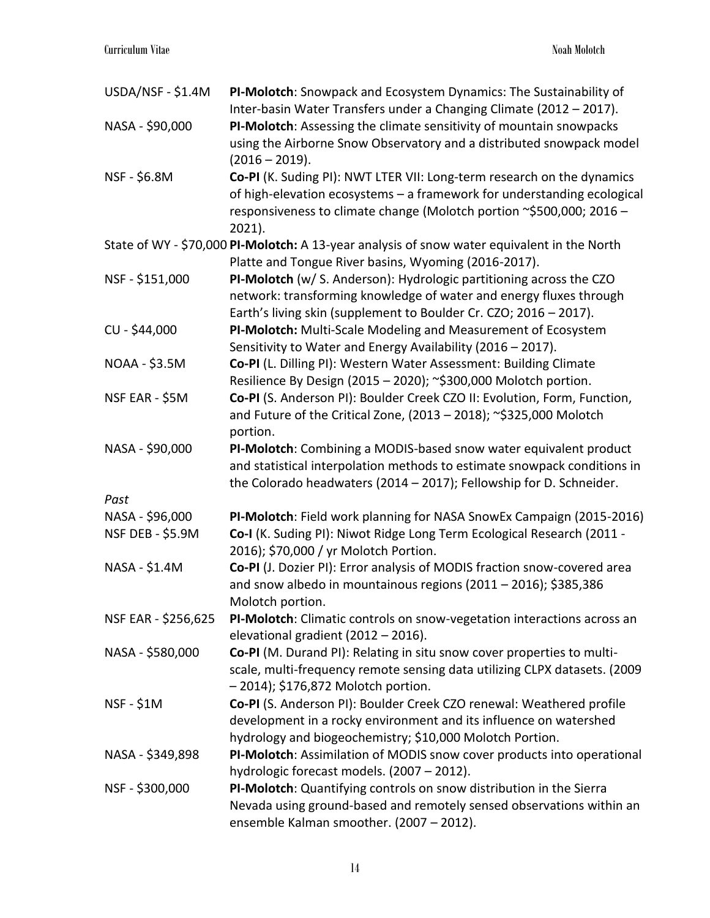USDA/NSF - $1.4M — **PI-Molotch**: Snowpack and Ecosystem Dynamics: The Sustainability of Inter-basin Water Transfers under a Changing Climate (2012 – 2017).

NASA - $90,000 — **PI-Molotch**: Assessing the climate sensitivity of mountain snowpacks using the Airborne Snow Observatory and a distributed snowpack model (2016 – 2019).

NSF - $6.8M — **Co-PI** (K. Suding PI): NWT LTER VII: Long-term research on the dynamics of high-elevation ecosystems – a framework for understanding ecological responsiveness to climate change (Molotch portion ~$500,000; 2016 – 2021).

State of WY - $70,000 **PI-Molotch:** A 13-year analysis of snow water equivalent in the North Platte and Tongue River basins, Wyoming (2016-2017).

NSF - $151,000 — **PI-Molotch** (w/ S. Anderson): Hydrologic partitioning across the CZO network: transforming knowledge of water and energy fluxes through Earth's living skin (supplement to Boulder Cr. CZO; 2016 – 2017).

CU - $44,000 — **PI-Molotch:** Multi-Scale Modeling and Measurement of Ecosystem Sensitivity to Water and Energy Availability (2016 – 2017).

NOAA - $3.5M — **Co-PI** (L. Dilling PI): Western Water Assessment: Building Climate Resilience By Design (2015 – 2020); ~$300,000 Molotch portion.

NSF EAR - $5M — **Co-PI** (S. Anderson PI): Boulder Creek CZO II: Evolution, Form, Function, and Future of the Critical Zone, (2013 – 2018); ~$325,000 Molotch portion.

NASA - $90,000 — **PI-Molotch**: Combining a MODIS-based snow water equivalent product and statistical interpolation methods to estimate snowpack conditions in the Colorado headwaters (2014 – 2017); Fellowship for D. Schneider.

*Past*

NASA - $96,000 — **PI-Molotch**: Field work planning for NASA SnowEx Campaign (2015-2016)

NSF DEB - $5.9M — **Co-I** (K. Suding PI): Niwot Ridge Long Term Ecological Research (2011 - 2016); $70,000 / yr Molotch Portion.

NASA - $1.4M — **Co-PI** (J. Dozier PI): Error analysis of MODIS fraction snow-covered area and snow albedo in mountainous regions (2011 – 2016); $385,386 Molotch portion.

NSF EAR - $256,625 — **PI-Molotch**: Climatic controls on snow-vegetation interactions across an elevational gradient (2012 – 2016).

NASA - $580,000 — **Co-PI** (M. Durand PI): Relating in situ snow cover properties to multi-scale, multi-frequency remote sensing data utilizing CLPX datasets. (2009 – 2014); $176,872 Molotch portion.

NSF - $1M — **Co-PI** (S. Anderson PI): Boulder Creek CZO renewal: Weathered profile development in a rocky environment and its influence on watershed hydrology and biogeochemistry; $10,000 Molotch Portion.

NASA - $349,898 — **PI-Molotch**: Assimilation of MODIS snow cover products into operational hydrologic forecast models. (2007 – 2012).

NSF - $300,000 — **PI-Molotch**: Quantifying controls on snow distribution in the Sierra Nevada using ground-based and remotely sensed observations within an ensemble Kalman smoother. (2007 – 2012).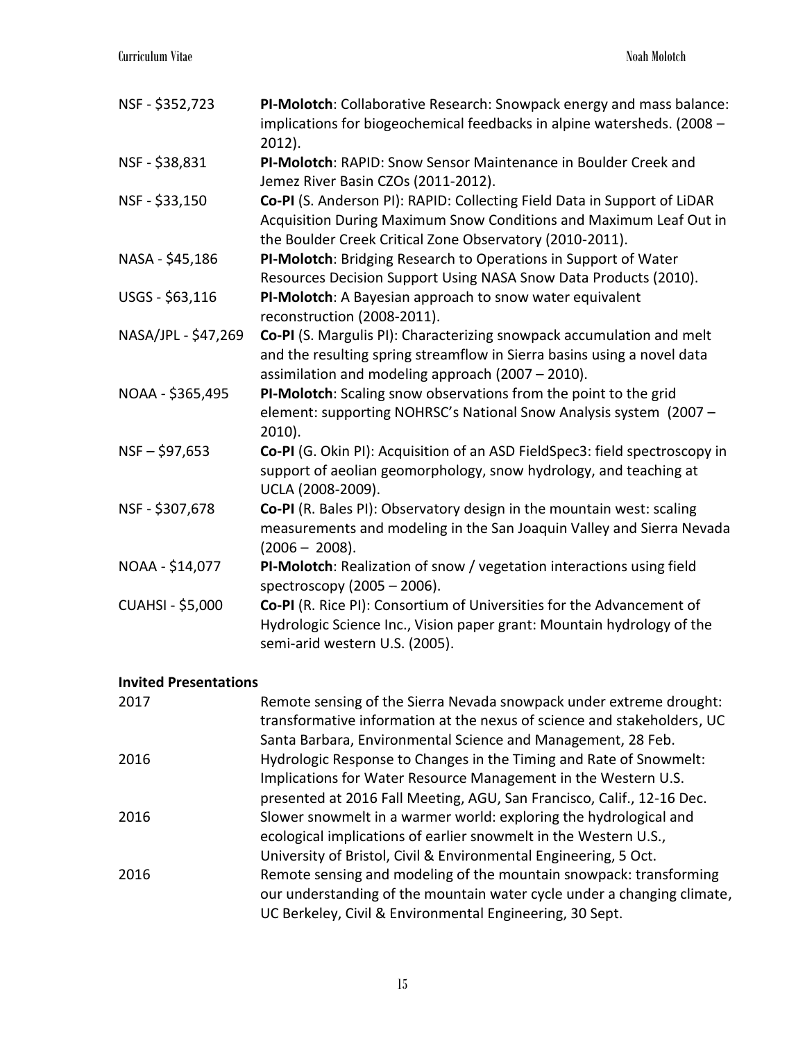NSF - $352,723 **PI-Molotch**: Collaborative Research: Snowpack energy and mass balance: implications for biogeochemical feedbacks in alpine watersheds. (2008 – 2012).

NSF - $38,831 **PI-Molotch**: RAPID: Snow Sensor Maintenance in Boulder Creek and Jemez River Basin CZOs (2011-2012).

NSF - $33,150 **Co-PI** (S. Anderson PI): RAPID: Collecting Field Data in Support of LiDAR Acquisition During Maximum Snow Conditions and Maximum Leaf Out in the Boulder Creek Critical Zone Observatory (2010-2011).

NASA - $45,186 **PI-Molotch**: Bridging Research to Operations in Support of Water Resources Decision Support Using NASA Snow Data Products (2010).

USGS - $63,116 **PI-Molotch**: A Bayesian approach to snow water equivalent reconstruction (2008-2011).

NASA/JPL - $47,269 **Co-PI** (S. Margulis PI): Characterizing snowpack accumulation and melt and the resulting spring streamflow in Sierra basins using a novel data assimilation and modeling approach (2007 – 2010).

NOAA - $365,495 **PI-Molotch**: Scaling snow observations from the point to the grid element: supporting NOHRSC's National Snow Analysis system (2007 – 2010).

NSF – $97,653 **Co-PI** (G. Okin PI): Acquisition of an ASD FieldSpec3: field spectroscopy in support of aeolian geomorphology, snow hydrology, and teaching at UCLA (2008-2009).

NSF - $307,678 **Co-PI** (R. Bales PI): Observatory design in the mountain west: scaling measurements and modeling in the San Joaquin Valley and Sierra Nevada (2006 – 2008).

NOAA - $14,077 **PI-Molotch**: Realization of snow / vegetation interactions using field spectroscopy (2005 – 2006).

CUAHSI - $5,000 **Co-PI** (R. Rice PI): Consortium of Universities for the Advancement of Hydrologic Science Inc., Vision paper grant: Mountain hydrology of the semi-arid western U.S. (2005).

**Invited Presentations**

2017 Remote sensing of the Sierra Nevada snowpack under extreme drought: transformative information at the nexus of science and stakeholders, UC Santa Barbara, Environmental Science and Management, 28 Feb.

2016 Hydrologic Response to Changes in the Timing and Rate of Snowmelt: Implications for Water Resource Management in the Western U.S. presented at 2016 Fall Meeting, AGU, San Francisco, Calif., 12-16 Dec.

2016 Slower snowmelt in a warmer world: exploring the hydrological and ecological implications of earlier snowmelt in the Western U.S., University of Bristol, Civil & Environmental Engineering, 5 Oct.

2016 Remote sensing and modeling of the mountain snowpack: transforming our understanding of the mountain water cycle under a changing climate, UC Berkeley, Civil & Environmental Engineering, 30 Sept.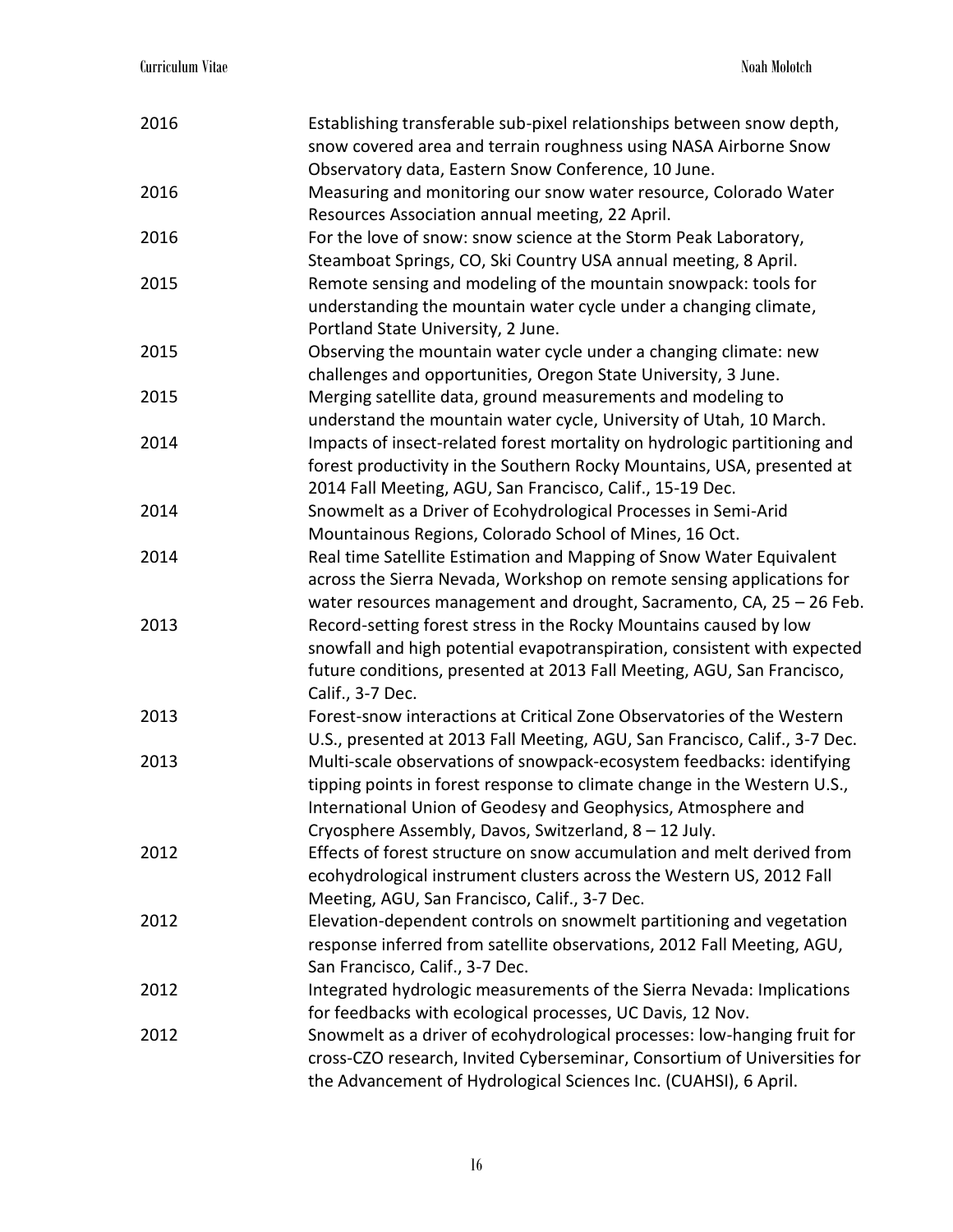| | |
|---|---|
| 2016 | Establishing transferable sub-pixel relationships between snow depth, snow covered area and terrain roughness using NASA Airborne Snow Observatory data, Eastern Snow Conference, 10 June. |
| 2016 | Measuring and monitoring our snow water resource, Colorado Water Resources Association annual meeting, 22 April. |
| 2016 | For the love of snow: snow science at the Storm Peak Laboratory, Steamboat Springs, CO, Ski Country USA annual meeting, 8 April. |
| 2015 | Remote sensing and modeling of the mountain snowpack: tools for understanding the mountain water cycle under a changing climate, Portland State University, 2 June. |
| 2015 | Observing the mountain water cycle under a changing climate: new challenges and opportunities, Oregon State University, 3 June. |
| 2015 | Merging satellite data, ground measurements and modeling to understand the mountain water cycle, University of Utah, 10 March. |
| 2014 | Impacts of insect-related forest mortality on hydrologic partitioning and forest productivity in the Southern Rocky Mountains, USA, presented at 2014 Fall Meeting, AGU, San Francisco, Calif., 15-19 Dec. |
| 2014 | Snowmelt as a Driver of Ecohydrological Processes in Semi-Arid Mountainous Regions, Colorado School of Mines, 16 Oct. |
| 2014 | Real time Satellite Estimation and Mapping of Snow Water Equivalent across the Sierra Nevada, Workshop on remote sensing applications for water resources management and drought, Sacramento, CA, 25 – 26 Feb. |
| 2013 | Record-setting forest stress in the Rocky Mountains caused by low snowfall and high potential evapotranspiration, consistent with expected future conditions, presented at 2013 Fall Meeting, AGU, San Francisco, Calif., 3-7 Dec. |
| 2013 | Forest-snow interactions at Critical Zone Observatories of the Western U.S., presented at 2013 Fall Meeting, AGU, San Francisco, Calif., 3-7 Dec. |
| 2013 | Multi-scale observations of snowpack-ecosystem feedbacks: identifying tipping points in forest response to climate change in the Western U.S., International Union of Geodesy and Geophysics, Atmosphere and Cryosphere Assembly, Davos, Switzerland, 8 – 12 July. |
| 2012 | Effects of forest structure on snow accumulation and melt derived from ecohydrological instrument clusters across the Western US, 2012 Fall Meeting, AGU, San Francisco, Calif., 3-7 Dec. |
| 2012 | Elevation-dependent controls on snowmelt partitioning and vegetation response inferred from satellite observations, 2012 Fall Meeting, AGU, San Francisco, Calif., 3-7 Dec. |
| 2012 | Integrated hydrologic measurements of the Sierra Nevada: Implications for feedbacks with ecological processes, UC Davis, 12 Nov. |
| 2012 | Snowmelt as a driver of ecohydrological processes: low-hanging fruit for cross-CZO research, Invited Cyberseminar, Consortium of Universities for the Advancement of Hydrological Sciences Inc. (CUAHSI), 6 April. |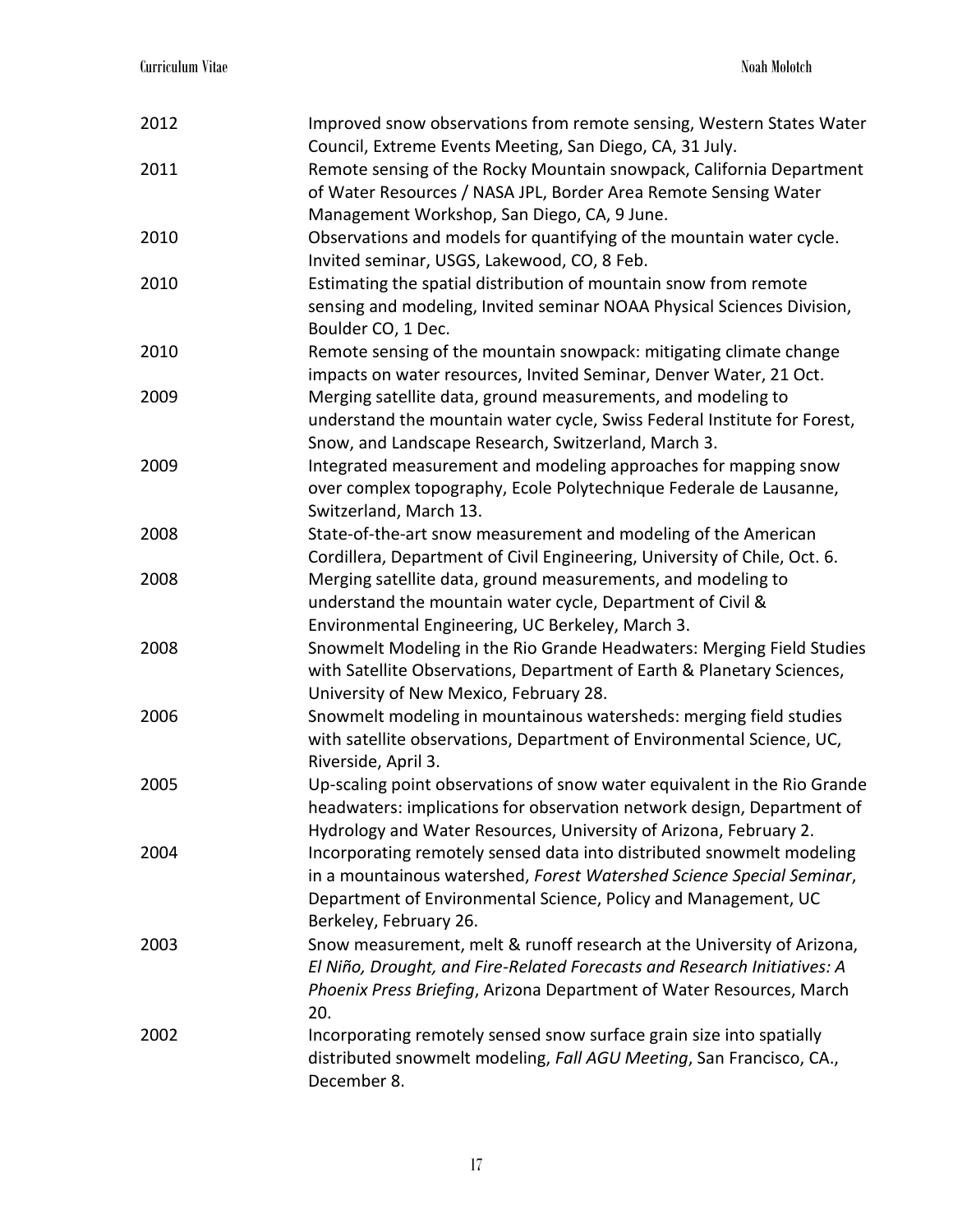| | |
|---|---|
| 2012 | Improved snow observations from remote sensing, Western States Water Council, Extreme Events Meeting, San Diego, CA, 31 July. |
| 2011 | Remote sensing of the Rocky Mountain snowpack, California Department of Water Resources / NASA JPL, Border Area Remote Sensing Water Management Workshop, San Diego, CA, 9 June. |
| 2010 | Observations and models for quantifying of the mountain water cycle. Invited seminar, USGS, Lakewood, CO, 8 Feb. |
| 2010 | Estimating the spatial distribution of mountain snow from remote sensing and modeling, Invited seminar NOAA Physical Sciences Division, Boulder CO, 1 Dec. |
| 2010 | Remote sensing of the mountain snowpack: mitigating climate change impacts on water resources, Invited Seminar, Denver Water, 21 Oct. |
| 2009 | Merging satellite data, ground measurements, and modeling to understand the mountain water cycle, Swiss Federal Institute for Forest, Snow, and Landscape Research, Switzerland, March 3. |
| 2009 | Integrated measurement and modeling approaches for mapping snow over complex topography, Ecole Polytechnique Federale de Lausanne, Switzerland, March 13. |
| 2008 | State-of-the-art snow measurement and modeling of the American Cordillera, Department of Civil Engineering, University of Chile, Oct. 6. |
| 2008 | Merging satellite data, ground measurements, and modeling to understand the mountain water cycle, Department of Civil & Environmental Engineering, UC Berkeley, March 3. |
| 2008 | Snowmelt Modeling in the Rio Grande Headwaters: Merging Field Studies with Satellite Observations, Department of Earth & Planetary Sciences, University of New Mexico, February 28. |
| 2006 | Snowmelt modeling in mountainous watersheds: merging field studies with satellite observations, Department of Environmental Science, UC, Riverside, April 3. |
| 2005 | Up-scaling point observations of snow water equivalent in the Rio Grande headwaters: implications for observation network design, Department of Hydrology and Water Resources, University of Arizona, February 2. |
| 2004 | Incorporating remotely sensed data into distributed snowmelt modeling in a mountainous watershed, *Forest Watershed Science Special Seminar*, Department of Environmental Science, Policy and Management, UC Berkeley, February 26. |
| 2003 | Snow measurement, melt & runoff research at the University of Arizona, *El Niño, Drought, and Fire-Related Forecasts and Research Initiatives: A Phoenix Press Briefing*, Arizona Department of Water Resources, March 20. |
| 2002 | Incorporating remotely sensed snow surface grain size into spatially distributed snowmelt modeling, *Fall AGU Meeting*, San Francisco, CA., December 8. |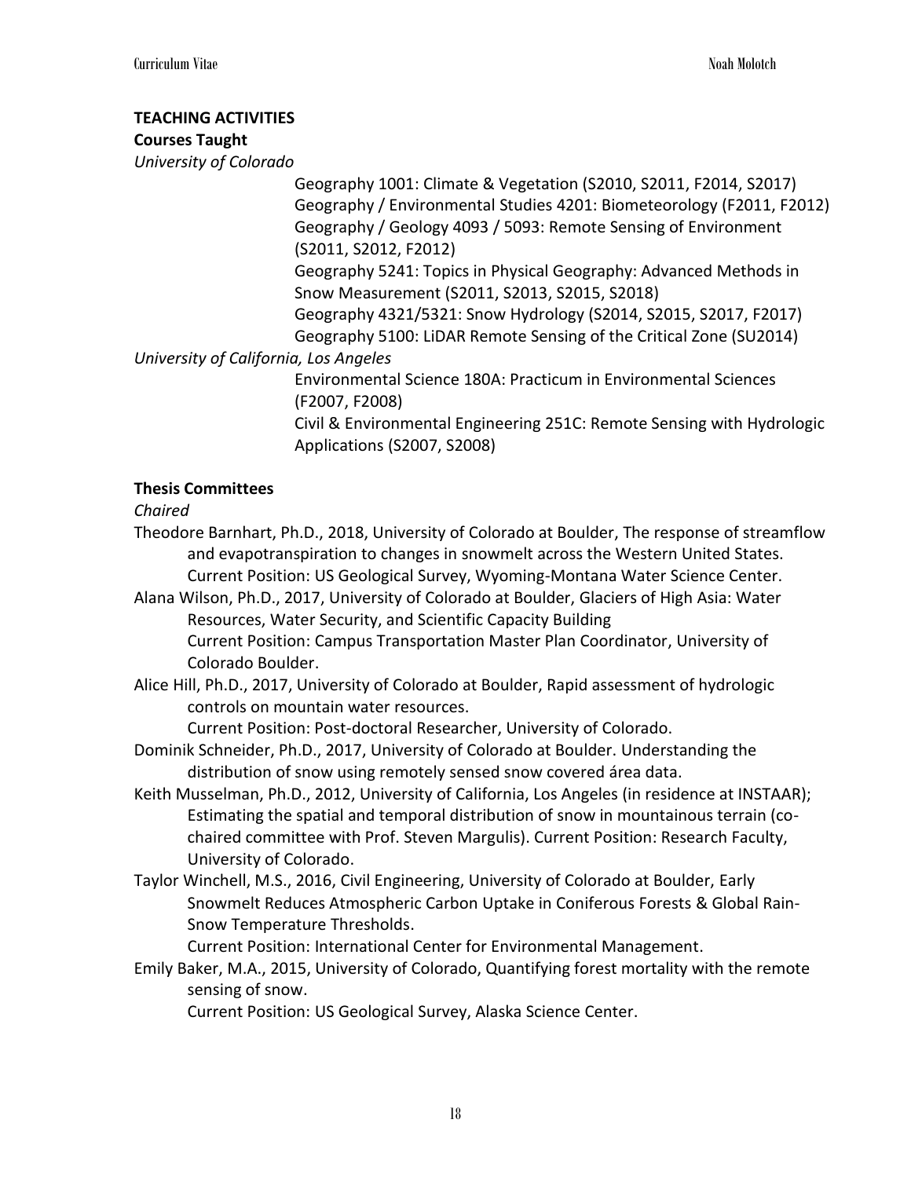**TEACHING ACTIVITIES**

**Courses Taught**

*University of Colorado*

Geography 1001: Climate & Vegetation (S2010, S2011, F2014, S2017)
Geography / Environmental Studies 4201: Biometeorology (F2011, F2012)
Geography / Geology 4093 / 5093: Remote Sensing of Environment (S2011, S2012, F2012)
Geography 5241: Topics in Physical Geography: Advanced Methods in Snow Measurement (S2011, S2013, S2015, S2018)
Geography 4321/5321: Snow Hydrology (S2014, S2015, S2017, F2017)
Geography 5100: LiDAR Remote Sensing of the Critical Zone (SU2014)

*University of California, Los Angeles*

Environmental Science 180A: Practicum in Environmental Sciences (F2007, F2008)
Civil & Environmental Engineering 251C: Remote Sensing with Hydrologic Applications (S2007, S2008)

**Thesis Committees**

*Chaired*

Theodore Barnhart, Ph.D., 2018, University of Colorado at Boulder, The response of streamflow and evapotranspiration to changes in snowmelt across the Western United States. Current Position: US Geological Survey, Wyoming-Montana Water Science Center.

Alana Wilson, Ph.D., 2017, University of Colorado at Boulder, Glaciers of High Asia: Water Resources, Water Security, and Scientific Capacity Building
Current Position: Campus Transportation Master Plan Coordinator, University of Colorado Boulder.

Alice Hill, Ph.D., 2017, University of Colorado at Boulder, Rapid assessment of hydrologic controls on mountain water resources.
Current Position: Post-doctoral Researcher, University of Colorado.

Dominik Schneider, Ph.D., 2017, University of Colorado at Boulder. Understanding the distribution of snow using remotely sensed snow covered área data.

Keith Musselman, Ph.D., 2012, University of California, Los Angeles (in residence at INSTAAR); Estimating the spatial and temporal distribution of snow in mountainous terrain (co-chaired committee with Prof. Steven Margulis). Current Position: Research Faculty, University of Colorado.

Taylor Winchell, M.S., 2016, Civil Engineering, University of Colorado at Boulder, Early Snowmelt Reduces Atmospheric Carbon Uptake in Coniferous Forests & Global Rain-Snow Temperature Thresholds.
Current Position: International Center for Environmental Management.

Emily Baker, M.A., 2015, University of Colorado, Quantifying forest mortality with the remote sensing of snow.
Current Position: US Geological Survey, Alaska Science Center.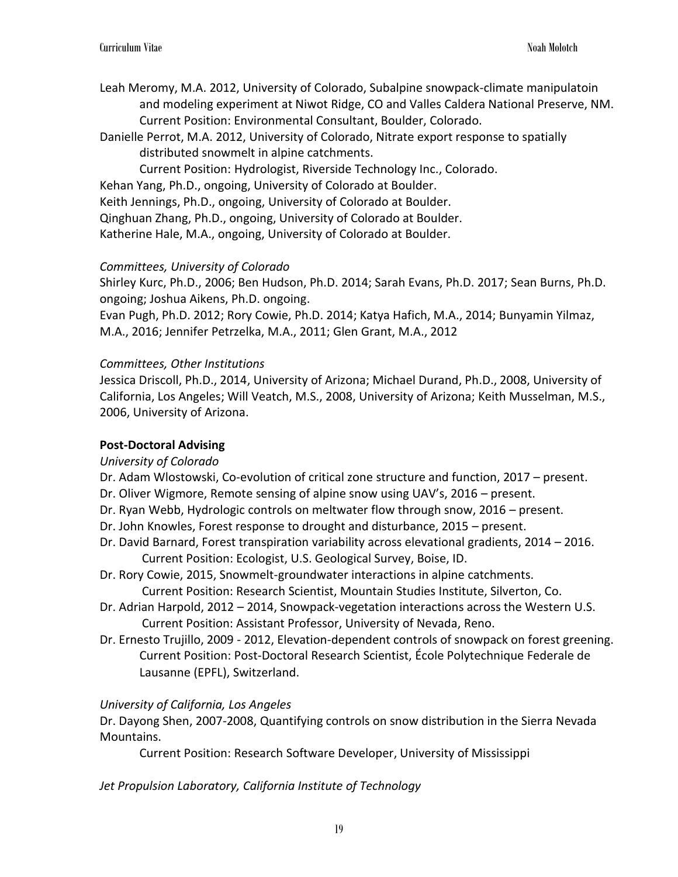Leah Meromy, M.A. 2012, University of Colorado, Subalpine snowpack-climate manipulatoin and modeling experiment at Niwot Ridge, CO and Valles Caldera National Preserve, NM. Current Position: Environmental Consultant, Boulder, Colorado.

Danielle Perrot, M.A. 2012, University of Colorado, Nitrate export response to spatially distributed snowmelt in alpine catchments.
Current Position: Hydrologist, Riverside Technology Inc., Colorado.

Kehan Yang, Ph.D., ongoing, University of Colorado at Boulder.
Keith Jennings, Ph.D., ongoing, University of Colorado at Boulder.
Qinghuan Zhang, Ph.D., ongoing, University of Colorado at Boulder.
Katherine Hale, M.A., ongoing, University of Colorado at Boulder.

*Committees, University of Colorado*

Shirley Kurc, Ph.D., 2006; Ben Hudson, Ph.D. 2014; Sarah Evans, Ph.D. 2017; Sean Burns, Ph.D. ongoing; Joshua Aikens, Ph.D. ongoing.
Evan Pugh, Ph.D. 2012; Rory Cowie, Ph.D. 2014; Katya Hafich, M.A., 2014; Bunyamin Yilmaz, M.A., 2016; Jennifer Petrzelka, M.A., 2011; Glen Grant, M.A., 2012

*Committees, Other Institutions*

Jessica Driscoll, Ph.D., 2014, University of Arizona; Michael Durand, Ph.D., 2008, University of California, Los Angeles; Will Veatch, M.S., 2008, University of Arizona; Keith Musselman, M.S., 2006, University of Arizona.

**Post-Doctoral Advising**

*University of Colorado*

Dr. Adam Wlostowski, Co-evolution of critical zone structure and function, 2017 – present.
Dr. Oliver Wigmore, Remote sensing of alpine snow using UAV's, 2016 – present.
Dr. Ryan Webb, Hydrologic controls on meltwater flow through snow, 2016 – present.
Dr. John Knowles, Forest response to drought and disturbance, 2015 – present.
Dr. David Barnard, Forest transpiration variability across elevational gradients, 2014 – 2016.
Current Position: Ecologist, U.S. Geological Survey, Boise, ID.
Dr. Rory Cowie, 2015, Snowmelt-groundwater interactions in alpine catchments.
Current Position: Research Scientist, Mountain Studies Institute, Silverton, Co.
Dr. Adrian Harpold, 2012 – 2014, Snowpack-vegetation interactions across the Western U.S.
Current Position: Assistant Professor, University of Nevada, Reno.
Dr. Ernesto Trujillo, 2009 - 2012, Elevation-dependent controls of snowpack on forest greening.
Current Position: Post-Doctoral Research Scientist, École Polytechnique Federale de Lausanne (EPFL), Switzerland.

*University of California, Los Angeles*

Dr. Dayong Shen, 2007-2008, Quantifying controls on snow distribution in the Sierra Nevada Mountains.
Current Position: Research Software Developer, University of Mississippi

*Jet Propulsion Laboratory, California Institute of Technology*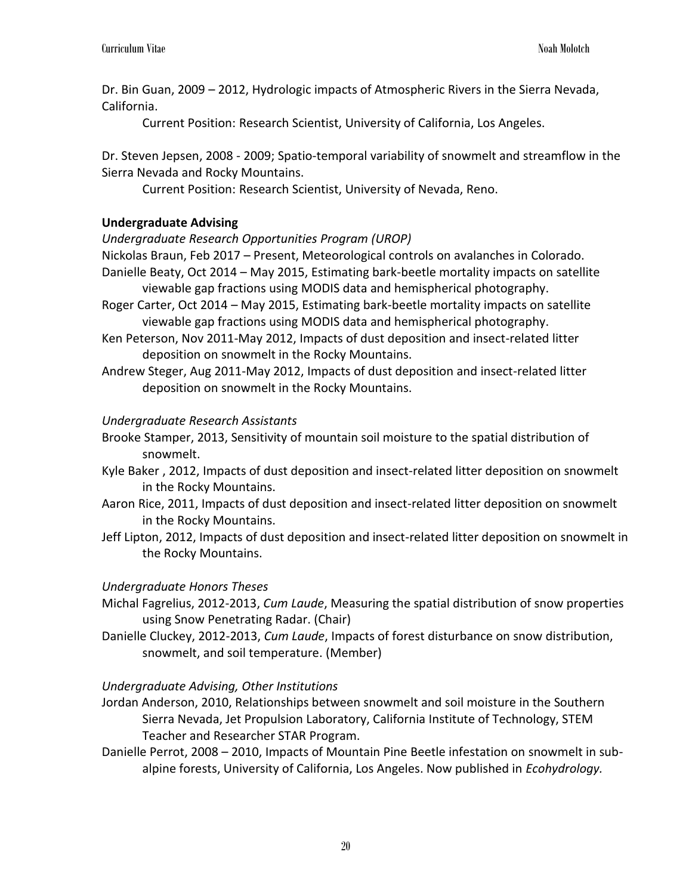Dr. Bin Guan, 2009 – 2012, Hydrologic impacts of Atmospheric Rivers in the Sierra Nevada, California.

Current Position: Research Scientist, University of California, Los Angeles.

Dr. Steven Jepsen, 2008 - 2009; Spatio-temporal variability of snowmelt and streamflow in the Sierra Nevada and Rocky Mountains.

Current Position: Research Scientist, University of Nevada, Reno.

**Undergraduate Advising**

*Undergraduate Research Opportunities Program (UROP)*

Nickolas Braun, Feb 2017 – Present, Meteorological controls on avalanches in Colorado.

Danielle Beaty, Oct 2014 – May 2015, Estimating bark-beetle mortality impacts on satellite viewable gap fractions using MODIS data and hemispherical photography.

Roger Carter, Oct 2014 – May 2015, Estimating bark-beetle mortality impacts on satellite viewable gap fractions using MODIS data and hemispherical photography.

Ken Peterson, Nov 2011-May 2012, Impacts of dust deposition and insect-related litter deposition on snowmelt in the Rocky Mountains.

Andrew Steger, Aug 2011-May 2012, Impacts of dust deposition and insect-related litter deposition on snowmelt in the Rocky Mountains.

*Undergraduate Research Assistants*

Brooke Stamper, 2013, Sensitivity of mountain soil moisture to the spatial distribution of snowmelt.

Kyle Baker , 2012, Impacts of dust deposition and insect-related litter deposition on snowmelt in the Rocky Mountains.

Aaron Rice, 2011, Impacts of dust deposition and insect-related litter deposition on snowmelt in the Rocky Mountains.

Jeff Lipton, 2012, Impacts of dust deposition and insect-related litter deposition on snowmelt in the Rocky Mountains.

*Undergraduate Honors Theses*

Michal Fagrelius, 2012-2013, *Cum Laude*, Measuring the spatial distribution of snow properties using Snow Penetrating Radar. (Chair)

Danielle Cluckey, 2012-2013, *Cum Laude*, Impacts of forest disturbance on snow distribution, snowmelt, and soil temperature. (Member)

*Undergraduate Advising, Other Institutions*

Jordan Anderson, 2010, Relationships between snowmelt and soil moisture in the Southern Sierra Nevada, Jet Propulsion Laboratory, California Institute of Technology, STEM Teacher and Researcher STAR Program.

Danielle Perrot, 2008 – 2010, Impacts of Mountain Pine Beetle infestation on snowmelt in sub-alpine forests, University of California, Los Angeles. Now published in *Ecohydrology.*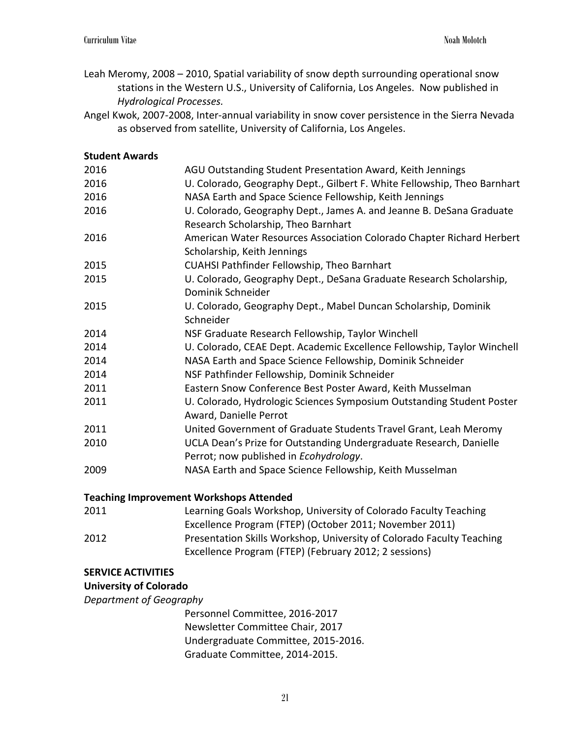Leah Meromy, 2008 – 2010, Spatial variability of snow depth surrounding operational snow stations in the Western U.S., University of California, Los Angeles. Now published in *Hydrological Processes.*

Angel Kwok, 2007-2008, Inter-annual variability in snow cover persistence in the Sierra Nevada as observed from satellite, University of California, Los Angeles.

**Student Awards**

| | |
|---|---|
| 2016 | AGU Outstanding Student Presentation Award, Keith Jennings |
| 2016 | U. Colorado, Geography Dept., Gilbert F. White Fellowship, Theo Barnhart |
| 2016 | NASA Earth and Space Science Fellowship, Keith Jennings |
| 2016 | U. Colorado, Geography Dept., James A. and Jeanne B. DeSana Graduate Research Scholarship, Theo Barnhart |
| 2016 | American Water Resources Association Colorado Chapter Richard Herbert Scholarship, Keith Jennings |
| 2015 | CUAHSI Pathfinder Fellowship, Theo Barnhart |
| 2015 | U. Colorado, Geography Dept., DeSana Graduate Research Scholarship, Dominik Schneider |
| 2015 | U. Colorado, Geography Dept., Mabel Duncan Scholarship, Dominik Schneider |
| 2014 | NSF Graduate Research Fellowship, Taylor Winchell |
| 2014 | U. Colorado, CEAE Dept. Academic Excellence Fellowship, Taylor Winchell |
| 2014 | NASA Earth and Space Science Fellowship, Dominik Schneider |
| 2014 | NSF Pathfinder Fellowship, Dominik Schneider |
| 2011 | Eastern Snow Conference Best Poster Award, Keith Musselman |
| 2011 | U. Colorado, Hydrologic Sciences Symposium Outstanding Student Poster Award, Danielle Perrot |
| 2011 | United Government of Graduate Students Travel Grant, Leah Meromy |
| 2010 | UCLA Dean's Prize for Outstanding Undergraduate Research, Danielle Perrot; now published in *Ecohydrology*. |
| 2009 | NASA Earth and Space Science Fellowship, Keith Musselman |

**Teaching Improvement Workshops Attended**

| | |
|---|---|
| 2011 | Learning Goals Workshop, University of Colorado Faculty Teaching Excellence Program (FTEP) (October 2011; November 2011) |
| 2012 | Presentation Skills Workshop, University of Colorado Faculty Teaching Excellence Program (FTEP) (February 2012; 2 sessions) |

**SERVICE ACTIVITIES**

**University of Colorado**

*Department of Geography*

Personnel Committee, 2016-2017
Newsletter Committee Chair, 2017
Undergraduate Committee, 2015-2016.
Graduate Committee, 2014-2015.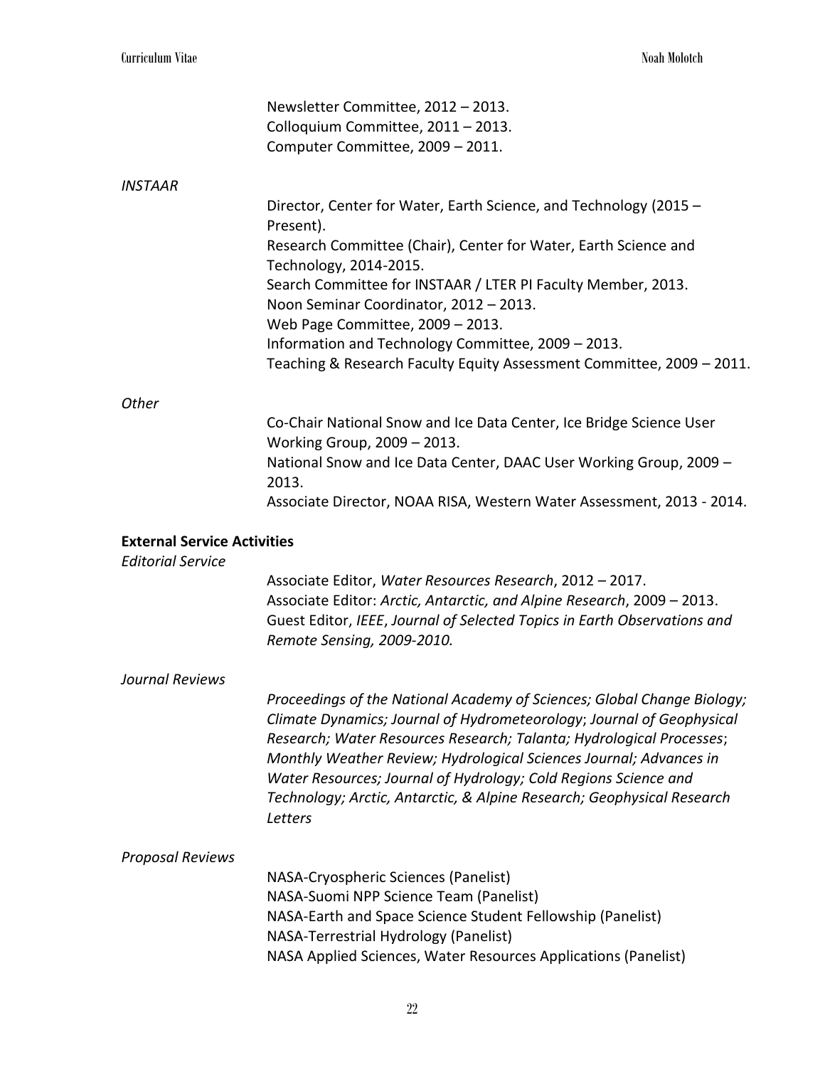Newsletter Committee, 2012 – 2013.
Colloquium Committee, 2011 – 2013.
Computer Committee, 2009 – 2011.

*INSTAAR*

Director, Center for Water, Earth Science, and Technology (2015 – Present).
Research Committee (Chair), Center for Water, Earth Science and Technology, 2014-2015.
Search Committee for INSTAAR / LTER PI Faculty Member, 2013.
Noon Seminar Coordinator, 2012 – 2013.
Web Page Committee, 2009 – 2013.
Information and Technology Committee, 2009 – 2013.
Teaching & Research Faculty Equity Assessment Committee, 2009 – 2011.

*Other*

Co-Chair National Snow and Ice Data Center, Ice Bridge Science User Working Group, 2009 – 2013.
National Snow and Ice Data Center, DAAC User Working Group, 2009 – 2013.
Associate Director, NOAA RISA, Western Water Assessment, 2013 - 2014.

**External Service Activities**

*Editorial Service*

Associate Editor, *Water Resources Research*, 2012 – 2017.
Associate Editor: *Arctic, Antarctic, and Alpine Research*, 2009 – 2013.
Guest Editor, *IEEE*, *Journal of Selected Topics in Earth Observations and Remote Sensing, 2009-2010.*

*Journal Reviews*

*Proceedings of the National Academy of Sciences; Global Change Biology; Climate Dynamics; Journal of Hydrometeorology*; *Journal of Geophysical Research; Water Resources Research; Talanta; Hydrological Processes*; *Monthly Weather Review; Hydrological Sciences Journal; Advances in Water Resources; Journal of Hydrology; Cold Regions Science and Technology; Arctic, Antarctic, & Alpine Research; Geophysical Research Letters*

*Proposal Reviews*

NASA-Cryospheric Sciences (Panelist)
NASA-Suomi NPP Science Team (Panelist)
NASA-Earth and Space Science Student Fellowship (Panelist)
NASA-Terrestrial Hydrology (Panelist)
NASA Applied Sciences, Water Resources Applications (Panelist)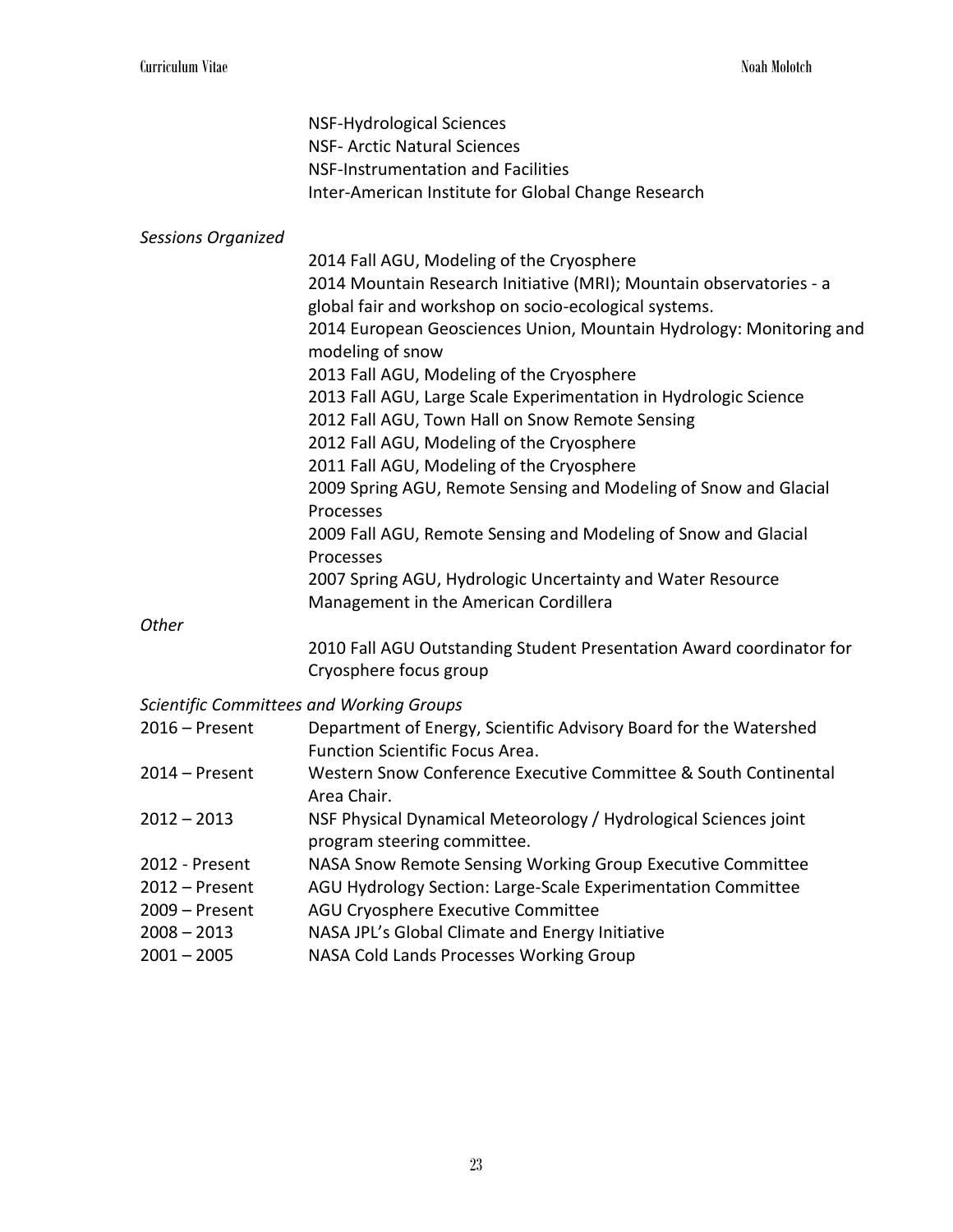NSF-Hydrological Sciences
NSF- Arctic Natural Sciences
NSF-Instrumentation and Facilities
Inter-American Institute for Global Change Research

*Sessions Organized*

2014 Fall AGU, Modeling of the Cryosphere
2014 Mountain Research Initiative (MRI); Mountain observatories - a global fair and workshop on socio-ecological systems.
2014 European Geosciences Union, Mountain Hydrology: Monitoring and modeling of snow
2013 Fall AGU, Modeling of the Cryosphere
2013 Fall AGU, Large Scale Experimentation in Hydrologic Science
2012 Fall AGU, Town Hall on Snow Remote Sensing
2012 Fall AGU, Modeling of the Cryosphere
2011 Fall AGU, Modeling of the Cryosphere
2009 Spring AGU, Remote Sensing and Modeling of Snow and Glacial Processes
2009 Fall AGU, Remote Sensing and Modeling of Snow and Glacial Processes
2007 Spring AGU, Hydrologic Uncertainty and Water Resource Management in the American Cordillera

*Other*

2010 Fall AGU Outstanding Student Presentation Award coordinator for Cryosphere focus group

*Scientific Committees and Working Groups*

| | |
|---|---|
| 2016 – Present | Department of Energy, Scientific Advisory Board for the Watershed Function Scientific Focus Area. |
| 2014 – Present | Western Snow Conference Executive Committee & South Continental Area Chair. |
| 2012 – 2013 | NSF Physical Dynamical Meteorology / Hydrological Sciences joint program steering committee. |
| 2012 - Present | NASA Snow Remote Sensing Working Group Executive Committee |
| 2012 – Present | AGU Hydrology Section: Large-Scale Experimentation Committee |
| 2009 – Present | AGU Cryosphere Executive Committee |
| 2008 – 2013 | NASA JPL's Global Climate and Energy Initiative |
| 2001 – 2005 | NASA Cold Lands Processes Working Group |